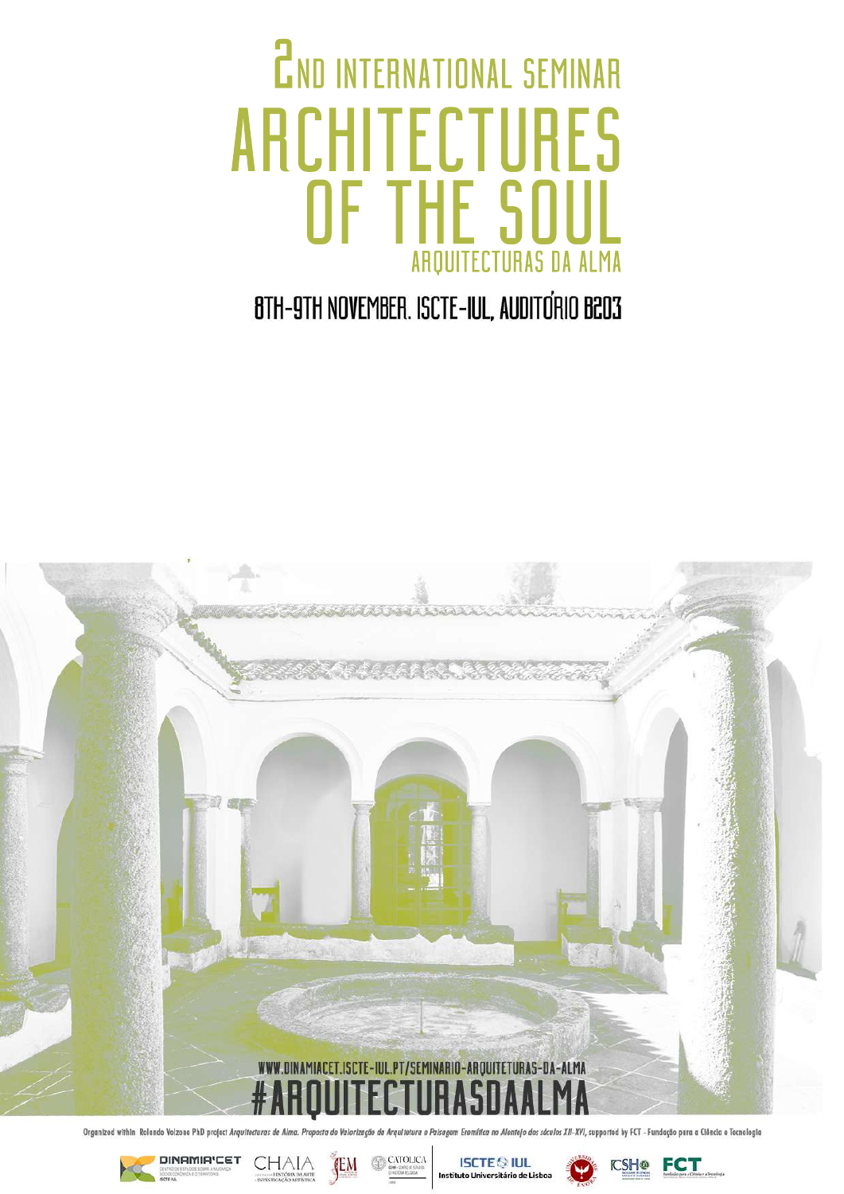# 2ND INTERNATIONAL SEMINAR

# ARCHITECTURES OF THE SOUL

## ARQUITECTURAS DA ALMA

### 8TH-9TH NOVEMBER. ISCTE-IUL, AUDITÓRIO B203

WWW.DINAMIACET.ISCTE-IUL.PT/SEMINARIO-ARQUITETURAS-DA-ALMA

#ARQUITECTURASDAALMA

Organized within Rolando Volzone PhD project *Arquitecturas de Alma. Proposta de Valorização de Arquitetura e Paisagem Eremítica no Alentejo dos séculos XII-XVI*, supported by FCT - Fundação para a Ciência e Tecnologia

DINAMIA'CET · CHAIA · IEM · CATÓLICA · ISCTE IUL Instituto Universitário de Lisboa · Universidade de Évora · FCSH · FCT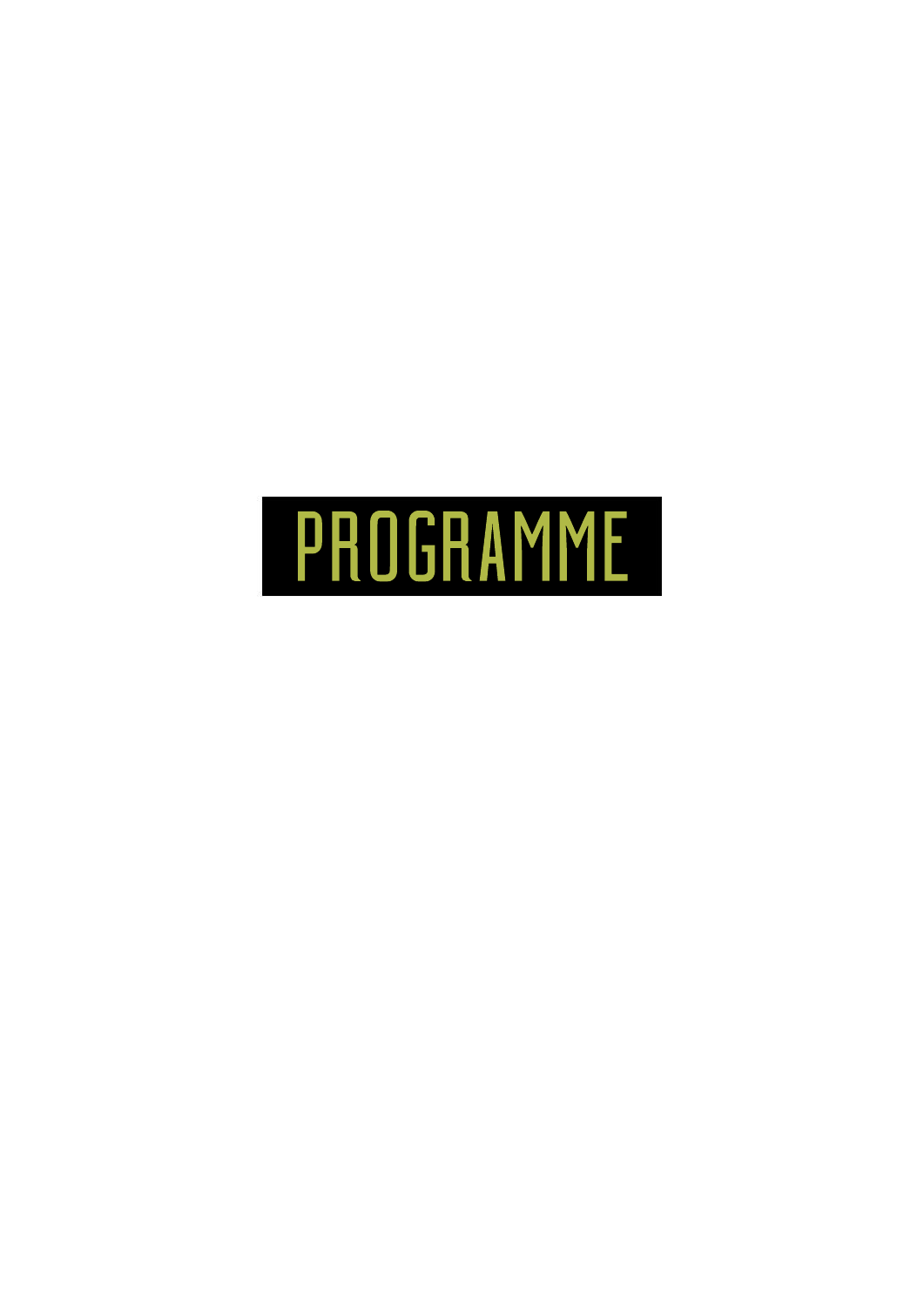# PROGRAMME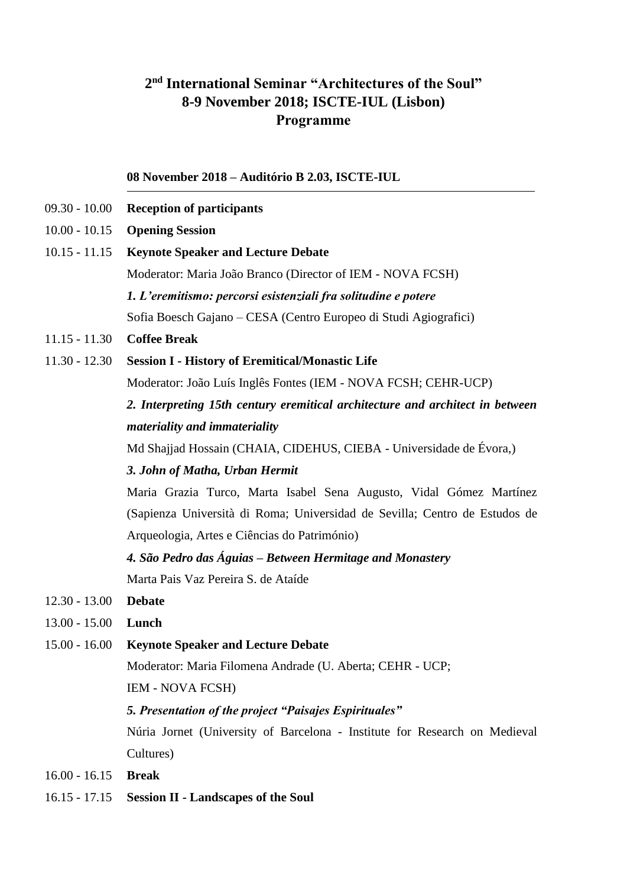# 2nd International Seminar "Architectures of the Soul"
# 8-9 November 2018; ISCTE-IUL (Lisbon)
# Programme

**08 November 2018 – Auditório B 2.03, ISCTE-IUL**

09.30 - 10.00 **Reception of participants**

10.00 - 10.15 **Opening Session**

10.15 - 11.15 **Keynote Speaker and Lecture Debate**

Moderator: Maria João Branco (Director of IEM - NOVA FCSH)

***1. L'eremitismo: percorsi esistenziali fra solitudine e potere***

Sofia Boesch Gajano – CESA (Centro Europeo di Studi Agiografici)

11.15 - 11.30 **Coffee Break**

11.30 - 12.30 **Session I - History of Eremitical/Monastic Life**

Moderator: João Luís Inglês Fontes (IEM - NOVA FCSH; CEHR-UCP)

***2. Interpreting 15th century eremitical architecture and architect in between materiality and immateriality***

Md Shajjad Hossain (CHAIA, CIDEHUS, CIEBA - Universidade de Évora,)

***3. John of Matha, Urban Hermit***

Maria Grazia Turco, Marta Isabel Sena Augusto, Vidal Gómez Martínez (Sapienza Università di Roma; Universidad de Sevilla; Centro de Estudos de Arqueologia, Artes e Ciências do Património)

***4. São Pedro das Águias – Between Hermitage and Monastery***

Marta Pais Vaz Pereira S. de Ataíde

12.30 - 13.00 **Debate**

13.00 - 15.00 **Lunch**

15.00 - 16.00 **Keynote Speaker and Lecture Debate**

Moderator: Maria Filomena Andrade (U. Aberta; CEHR - UCP; IEM - NOVA FCSH)

***5. Presentation of the project "Paisajes Espirituales"***

Núria Jornet (University of Barcelona - Institute for Research on Medieval Cultures)

16.00 - 16.15 **Break**

16.15 - 17.15 **Session II - Landscapes of the Soul**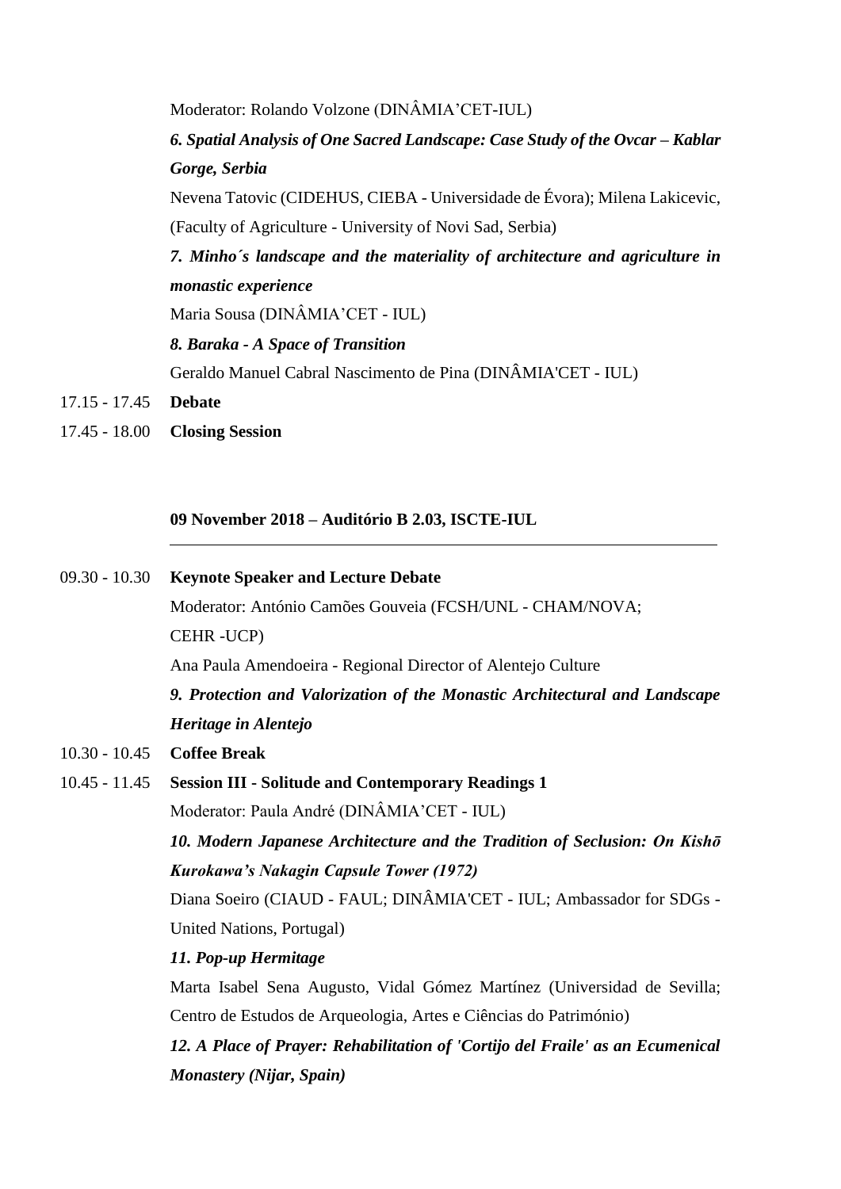Moderator: Rolando Volzone (DINÂMIA'CET-IUL)

***6. Spatial Analysis of One Sacred Landscape: Case Study of the Ovcar – Kablar Gorge, Serbia***

Nevena Tatovic (CIDEHUS, CIEBA - Universidade de Évora); Milena Lakicevic, (Faculty of Agriculture - University of Novi Sad, Serbia)

***7. Minho´s landscape and the materiality of architecture and agriculture in monastic experience***

Maria Sousa (DINÂMIA'CET - IUL)

***8. Baraka - A Space of Transition***

Geraldo Manuel Cabral Nascimento de Pina (DINÂMIA'CET - IUL)

17.15 - 17.45 **Debate**

17.45 - 18.00 **Closing Session**

**09 November 2018 – Auditório B 2.03, ISCTE-IUL**

---

09.30 - 10.30 **Keynote Speaker and Lecture Debate**

Moderator: António Camões Gouveia (FCSH/UNL - CHAM/NOVA; CEHR -UCP)

Ana Paula Amendoeira - Regional Director of Alentejo Culture

***9. Protection and Valorization of the Monastic Architectural and Landscape Heritage in Alentejo***

10.30 - 10.45 **Coffee Break**

10.45 - 11.45 **Session III - Solitude and Contemporary Readings 1**

Moderator: Paula André (DINÂMIA'CET - IUL)

***10. Modern Japanese Architecture and the Tradition of Seclusion: On Kishō Kurokawa's Nakagin Capsule Tower (1972)***

Diana Soeiro (CIAUD - FAUL; DINÂMIA'CET - IUL; Ambassador for SDGs - United Nations, Portugal)

***11. Pop-up Hermitage***

Marta Isabel Sena Augusto, Vidal Gómez Martínez (Universidad de Sevilla; Centro de Estudos de Arqueologia, Artes e Ciências do Património)

***12. A Place of Prayer: Rehabilitation of 'Cortijo del Fraile' as an Ecumenical Monastery (Nijar, Spain)***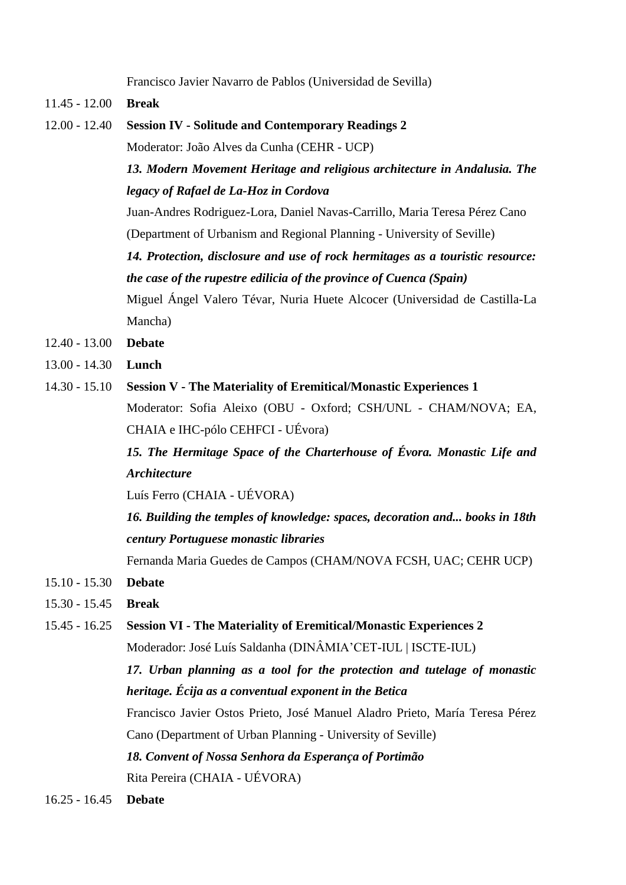Francisco Javier Navarro de Pablos (Universidad de Sevilla)

11.45 - 12.00 **Break**

12.00 - 12.40 **Session IV - Solitude and Contemporary Readings 2**

Moderator: João Alves da Cunha (CEHR - UCP)

***13. Modern Movement Heritage and religious architecture in Andalusia. The legacy of Rafael de La-Hoz in Cordova***

Juan-Andres Rodriguez-Lora, Daniel Navas-Carrillo, Maria Teresa Pérez Cano (Department of Urbanism and Regional Planning - University of Seville)

***14. Protection, disclosure and use of rock hermitages as a touristic resource: the case of the rupestre edilicia of the province of Cuenca (Spain)***

Miguel Ángel Valero Tévar, Nuria Huete Alcocer (Universidad de Castilla-La Mancha)

12.40 - 13.00 **Debate**

13.00 - 14.30 **Lunch**

14.30 - 15.10 **Session V - The Materiality of Eremitical/Monastic Experiences 1**

Moderator: Sofia Aleixo (OBU - Oxford; CSH/UNL - CHAM/NOVA; EA, CHAIA e IHC-pólo CEHFCI - UÉvora)

***15. The Hermitage Space of the Charterhouse of Évora. Monastic Life and Architecture***

Luís Ferro (CHAIA - UÉVORA)

***16. Building the temples of knowledge: spaces, decoration and... books in 18th century Portuguese monastic libraries***

Fernanda Maria Guedes de Campos (CHAM/NOVA FCSH, UAC; CEHR UCP)

15.10 - 15.30 **Debate**

15.30 - 15.45 **Break**

15.45 - 16.25 **Session VI - The Materiality of Eremitical/Monastic Experiences 2**

Moderador: José Luís Saldanha (DINÂMIA'CET-IUL | ISCTE-IUL)

***17. Urban planning as a tool for the protection and tutelage of monastic heritage. Écija as a conventual exponent in the Betica***

Francisco Javier Ostos Prieto, José Manuel Aladro Prieto, María Teresa Pérez Cano (Department of Urban Planning - University of Seville)

***18. Convent of Nossa Senhora da Esperança of Portimão***

Rita Pereira (CHAIA - UÉVORA)

16.25 - 16.45 **Debate**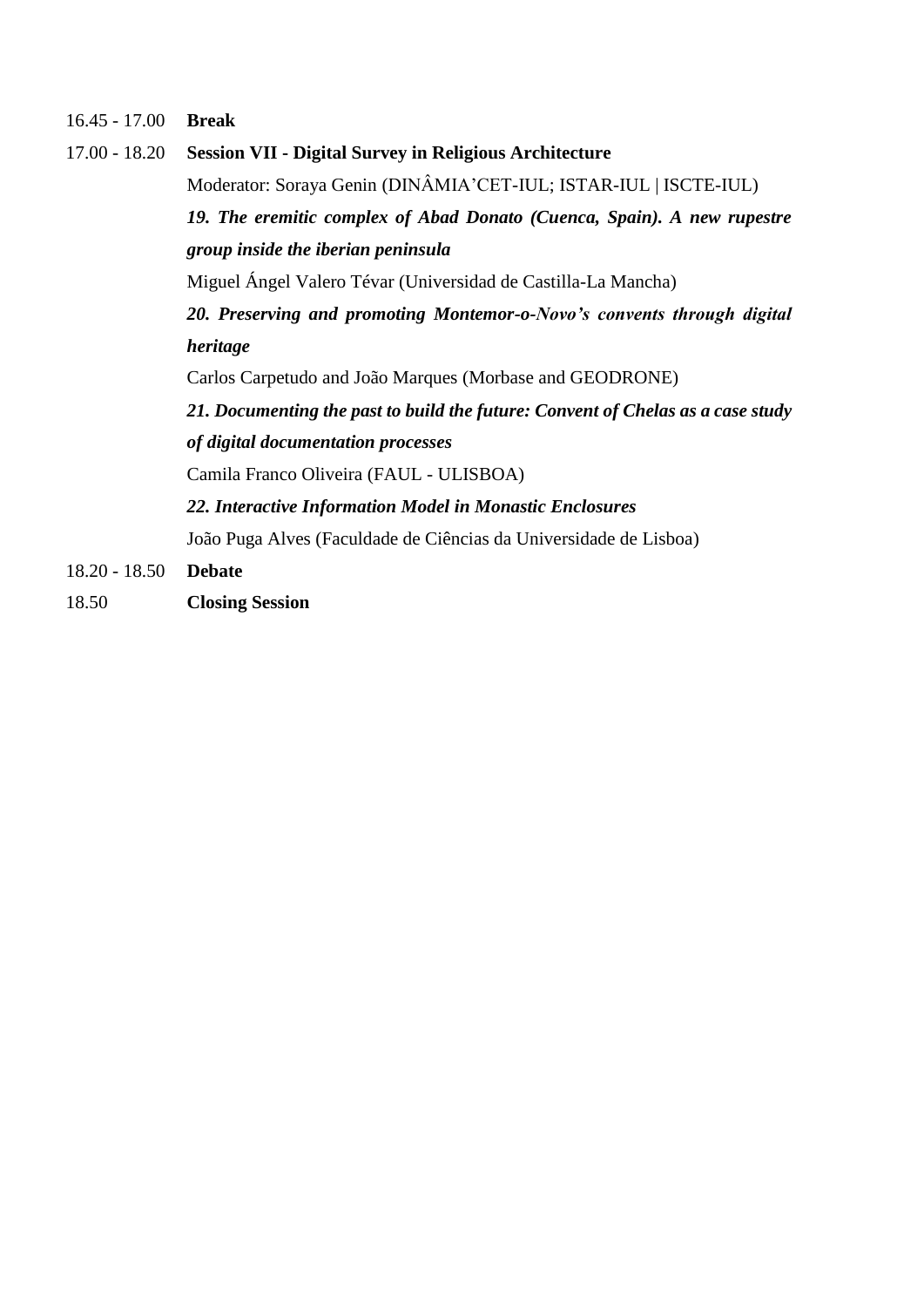16.45 - 17.00 **Break**

17.00 - 18.20 **Session VII - Digital Survey in Religious Architecture**

Moderator: Soraya Genin (DINÂMIA'CET-IUL; ISTAR-IUL | ISCTE-IUL)

***19. The eremitic complex of Abad Donato (Cuenca, Spain). A new rupestre group inside the iberian peninsula***

Miguel Ángel Valero Tévar (Universidad de Castilla-La Mancha)

***20. Preserving and promoting Montemor-o-Novo's convents through digital heritage***

Carlos Carpetudo and João Marques (Morbase and GEODRONE)

***21. Documenting the past to build the future: Convent of Chelas as a case study of digital documentation processes***

Camila Franco Oliveira (FAUL - ULISBOA)

***22. Interactive Information Model in Monastic Enclosures***

João Puga Alves (Faculdade de Ciências da Universidade de Lisboa)

18.20 - 18.50 **Debate**

18.50 **Closing Session**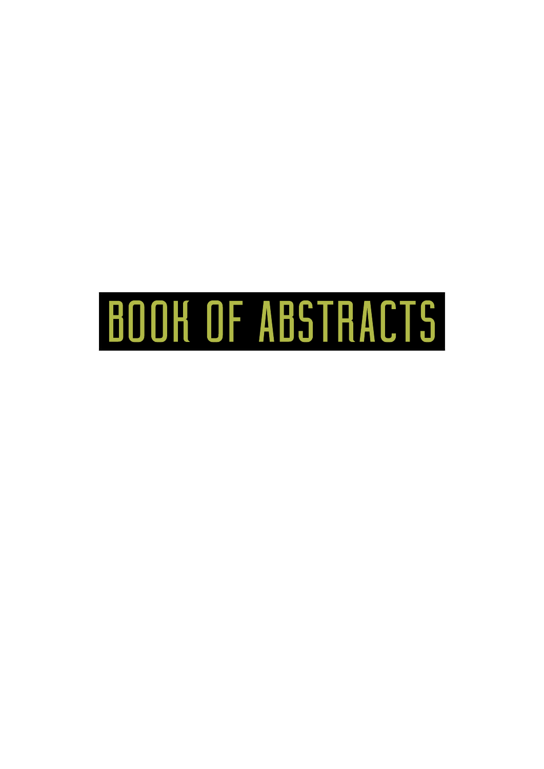# BOOK OF ABSTRACTS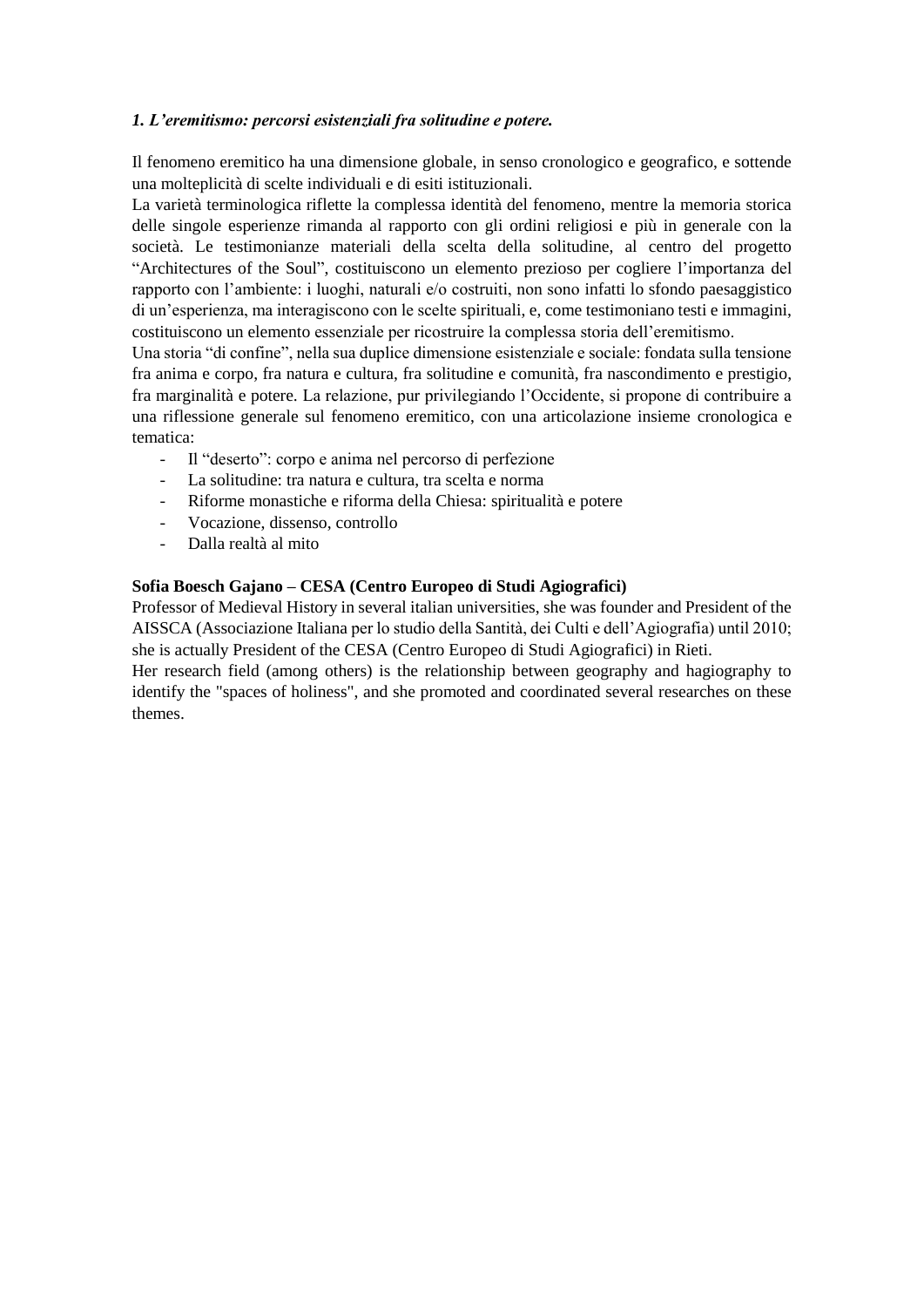### *1. L'eremitismo: percorsi esistenziali fra solitudine e potere.*

Il fenomeno eremitico ha una dimensione globale, in senso cronologico e geografico, e sottende una molteplicità di scelte individuali e di esiti istituzionali.
La varietà terminologica riflette la complessa identità del fenomeno, mentre la memoria storica delle singole esperienze rimanda al rapporto con gli ordini religiosi e più in generale con la società. Le testimonianze materiali della scelta della solitudine, al centro del progetto "Architectures of the Soul", costituiscono un elemento prezioso per cogliere l'importanza del rapporto con l'ambiente: i luoghi, naturali e/o costruiti, non sono infatti lo sfondo paesaggistico di un'esperienza, ma interagiscono con le scelte spirituali, e, come testimoniano testi e immagini, costituiscono un elemento essenziale per ricostruire la complessa storia dell'eremitismo.
Una storia "di confine", nella sua duplice dimensione esistenziale e sociale: fondata sulla tensione fra anima e corpo, fra natura e cultura, fra solitudine e comunità, fra nascondimento e prestigio, fra marginalità e potere. La relazione, pur privilegiando l'Occidente, si propone di contribuire a una riflessione generale sul fenomeno eremitico, con una articolazione insieme cronologica e tematica:

- Il "deserto": corpo e anima nel percorso di perfezione
- La solitudine: tra natura e cultura, tra scelta e norma
- Riforme monastiche e riforma della Chiesa: spiritualità e potere
- Vocazione, dissenso, controllo
- Dalla realtà al mito

**Sofia Boesch Gajano – CESA (Centro Europeo di Studi Agiografici)**
Professor of Medieval History in several italian universities, she was founder and President of the AISSCA (Associazione Italiana per lo studio della Santità, dei Culti e dell'Agiografia) until 2010; she is actually President of the CESA (Centro Europeo di Studi Agiografici) in Rieti.
Her research field (among others) is the relationship between geography and hagiography to identify the "spaces of holiness", and she promoted and coordinated several researches on these themes.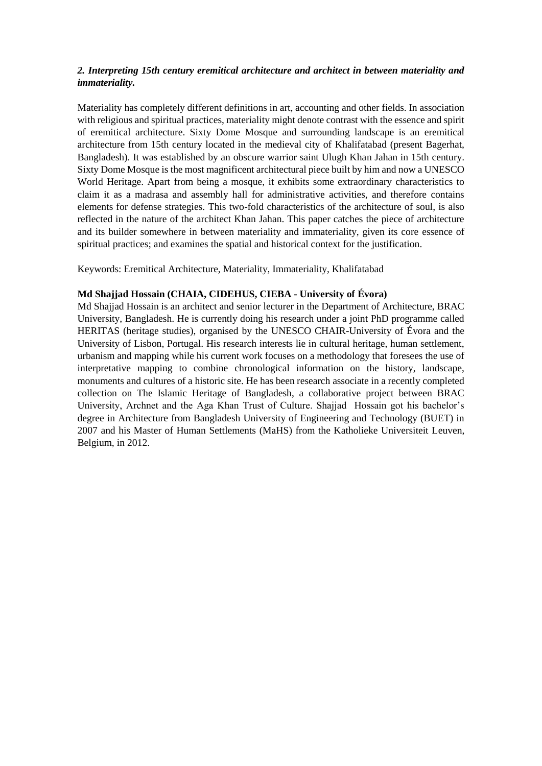### *2. Interpreting 15th century eremitical architecture and architect in between materiality and immateriality.*

Materiality has completely different definitions in art, accounting and other fields. In association with religious and spiritual practices, materiality might denote contrast with the essence and spirit of eremitical architecture. Sixty Dome Mosque and surrounding landscape is an eremitical architecture from 15th century located in the medieval city of Khalifatabad (present Bagerhat, Bangladesh). It was established by an obscure warrior saint Ulugh Khan Jahan in 15th century. Sixty Dome Mosque is the most magnificent architectural piece built by him and now a UNESCO World Heritage. Apart from being a mosque, it exhibits some extraordinary characteristics to claim it as a madrasa and assembly hall for administrative activities, and therefore contains elements for defense strategies. This two-fold characteristics of the architecture of soul, is also reflected in the nature of the architect Khan Jahan. This paper catches the piece of architecture and its builder somewhere in between materiality and immateriality, given its core essence of spiritual practices; and examines the spatial and historical context for the justification.

Keywords: Eremitical Architecture, Materiality, Immateriality, Khalifatabad

**Md Shajjad Hossain (CHAIA, CIDEHUS, CIEBA - University of Évora)**

Md Shajjad Hossain is an architect and senior lecturer in the Department of Architecture, BRAC University, Bangladesh. He is currently doing his research under a joint PhD programme called HERITAS (heritage studies), organised by the UNESCO CHAIR-University of Évora and the University of Lisbon, Portugal. His research interests lie in cultural heritage, human settlement, urbanism and mapping while his current work focuses on a methodology that foresees the use of interpretative mapping to combine chronological information on the history, landscape, monuments and cultures of a historic site. He has been research associate in a recently completed collection on The Islamic Heritage of Bangladesh, a collaborative project between BRAC University, Archnet and the Aga Khan Trust of Culture. Shajjad Hossain got his bachelor's degree in Architecture from Bangladesh University of Engineering and Technology (BUET) in 2007 and his Master of Human Settlements (MaHS) from the Katholieke Universiteit Leuven, Belgium, in 2012.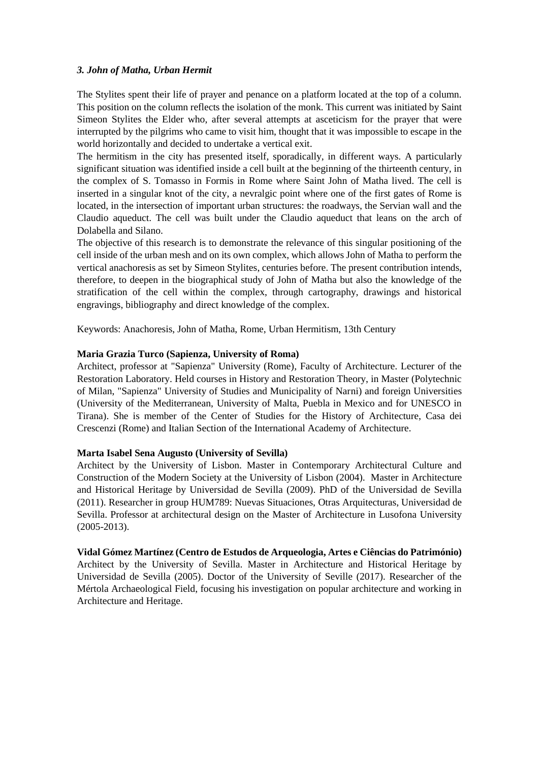### *3. John of Matha, Urban Hermit*

The Stylites spent their life of prayer and penance on a platform located at the top of a column. This position on the column reflects the isolation of the monk. This current was initiated by Saint Simeon Stylites the Elder who, after several attempts at asceticism for the prayer that were interrupted by the pilgrims who came to visit him, thought that it was impossible to escape in the world horizontally and decided to undertake a vertical exit.

The hermitism in the city has presented itself, sporadically, in different ways. A particularly significant situation was identified inside a cell built at the beginning of the thirteenth century, in the complex of S. Tomasso in Formis in Rome where Saint John of Matha lived. The cell is inserted in a singular knot of the city, a nevralgic point where one of the first gates of Rome is located, in the intersection of important urban structures: the roadways, the Servian wall and the Claudio aqueduct. The cell was built under the Claudio aqueduct that leans on the arch of Dolabella and Silano.

The objective of this research is to demonstrate the relevance of this singular positioning of the cell inside of the urban mesh and on its own complex, which allows John of Matha to perform the vertical anachoresis as set by Simeon Stylites, centuries before. The present contribution intends, therefore, to deepen in the biographical study of John of Matha but also the knowledge of the stratification of the cell within the complex, through cartography, drawings and historical engravings, bibliography and direct knowledge of the complex.

Keywords: Anachoresis, John of Matha, Rome, Urban Hermitism, 13th Century

**Maria Grazia Turco (Sapienza, University of Roma)**

Architect, professor at "Sapienza" University (Rome), Faculty of Architecture. Lecturer of the Restoration Laboratory. Held courses in History and Restoration Theory, in Master (Polytechnic of Milan, "Sapienza" University of Studies and Municipality of Narni) and foreign Universities (University of the Mediterranean, University of Malta, Puebla in Mexico and for UNESCO in Tirana). She is member of the Center of Studies for the History of Architecture, Casa dei Crescenzi (Rome) and Italian Section of the International Academy of Architecture.

**Marta Isabel Sena Augusto (University of Sevilla)**

Architect by the University of Lisbon. Master in Contemporary Architectural Culture and Construction of the Modern Society at the University of Lisbon (2004). Master in Architecture and Historical Heritage by Universidad de Sevilla (2009). PhD of the Universidad de Sevilla (2011). Researcher in group HUM789: Nuevas Situaciones, Otras Arquitecturas, Universidad de Sevilla. Professor at architectural design on the Master of Architecture in Lusofona University (2005-2013).

**Vidal Gómez Martínez (Centro de Estudos de Arqueologia, Artes e Ciências do Património)**

Architect by the University of Sevilla. Master in Architecture and Historical Heritage by Universidad de Sevilla (2005). Doctor of the University of Seville (2017). Researcher of the Mértola Archaeological Field, focusing his investigation on popular architecture and working in Architecture and Heritage.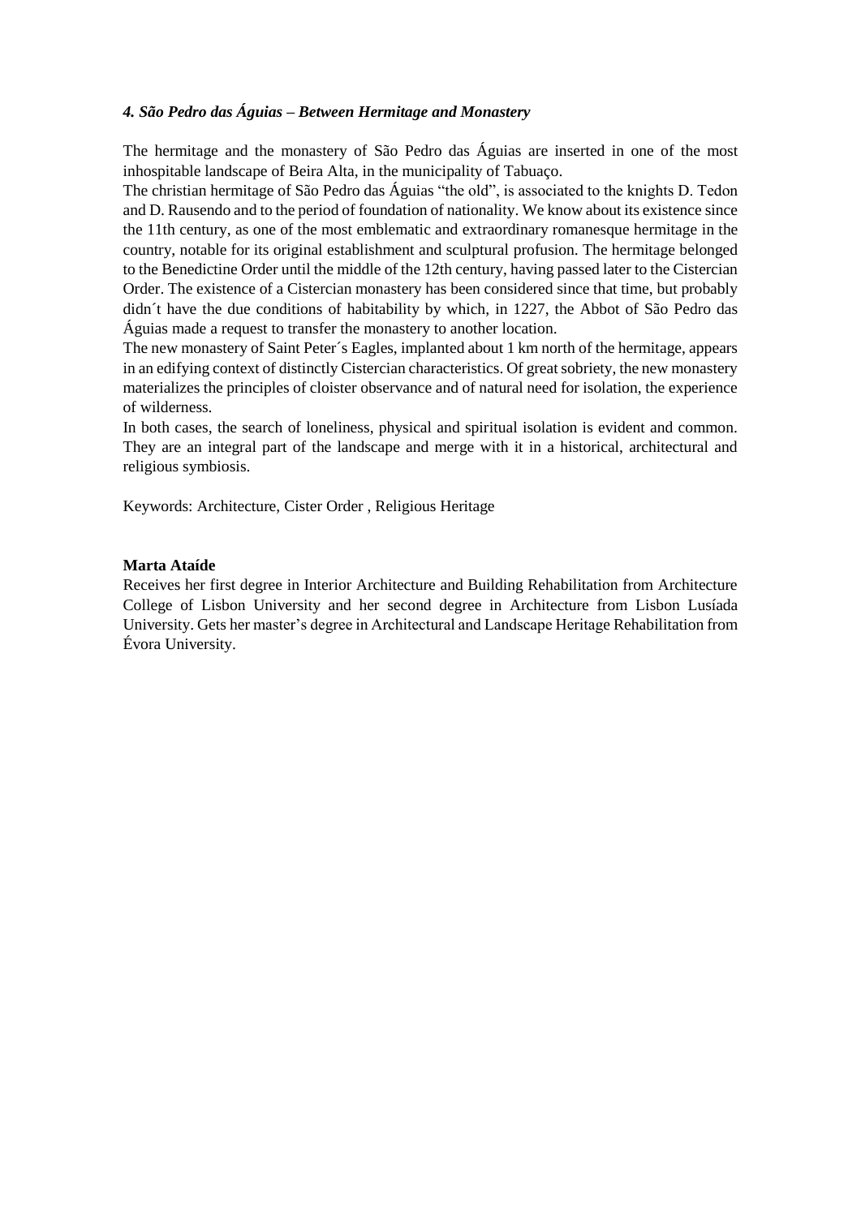### *4. São Pedro das Águias – Between Hermitage and Monastery*

The hermitage and the monastery of São Pedro das Águias are inserted in one of the most inhospitable landscape of Beira Alta, in the municipality of Tabuaço.

The christian hermitage of São Pedro das Águias "the old", is associated to the knights D. Tedon and D. Rausendo and to the period of foundation of nationality. We know about its existence since the 11th century, as one of the most emblematic and extraordinary romanesque hermitage in the country, notable for its original establishment and sculptural profusion. The hermitage belonged to the Benedictine Order until the middle of the 12th century, having passed later to the Cistercian Order. The existence of a Cistercian monastery has been considered since that time, but probably didn´t have the due conditions of habitability by which, in 1227, the Abbot of São Pedro das Águias made a request to transfer the monastery to another location.

The new monastery of Saint Peter´s Eagles, implanted about 1 km north of the hermitage, appears in an edifying context of distinctly Cistercian characteristics. Of great sobriety, the new monastery materializes the principles of cloister observance and of natural need for isolation, the experience of wilderness.

In both cases, the search of loneliness, physical and spiritual isolation is evident and common. They are an integral part of the landscape and merge with it in a historical, architectural and religious symbiosis.

Keywords: Architecture, Cister Order , Religious Heritage

**Marta Ataíde**

Receives her first degree in Interior Architecture and Building Rehabilitation from Architecture College of Lisbon University and her second degree in Architecture from Lisbon Lusíada University. Gets her master's degree in Architectural and Landscape Heritage Rehabilitation from Évora University.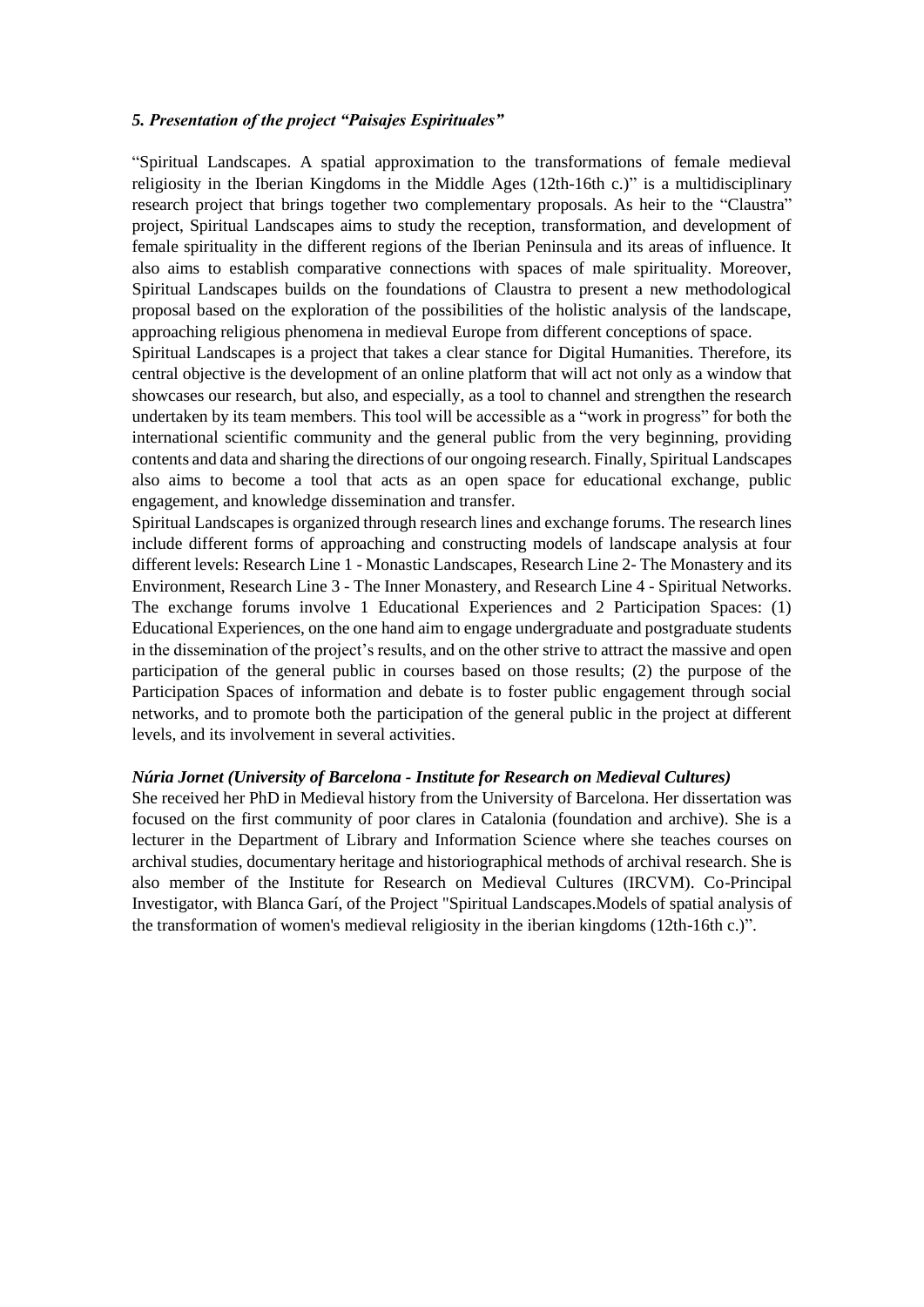### *5. Presentation of the project "Paisajes Espirituales"*

"Spiritual Landscapes. A spatial approximation to the transformations of female medieval religiosity in the Iberian Kingdoms in the Middle Ages (12th-16th c.)" is a multidisciplinary research project that brings together two complementary proposals. As heir to the "Claustra" project, Spiritual Landscapes aims to study the reception, transformation, and development of female spirituality in the different regions of the Iberian Peninsula and its areas of influence. It also aims to establish comparative connections with spaces of male spirituality. Moreover, Spiritual Landscapes builds on the foundations of Claustra to present a new methodological proposal based on the exploration of the possibilities of the holistic analysis of the landscape, approaching religious phenomena in medieval Europe from different conceptions of space.

Spiritual Landscapes is a project that takes a clear stance for Digital Humanities. Therefore, its central objective is the development of an online platform that will act not only as a window that showcases our research, but also, and especially, as a tool to channel and strengthen the research undertaken by its team members. This tool will be accessible as a "work in progress" for both the international scientific community and the general public from the very beginning, providing contents and data and sharing the directions of our ongoing research. Finally, Spiritual Landscapes also aims to become a tool that acts as an open space for educational exchange, public engagement, and knowledge dissemination and transfer.

Spiritual Landscapes is organized through research lines and exchange forums. The research lines include different forms of approaching and constructing models of landscape analysis at four different levels: Research Line 1 - Monastic Landscapes, Research Line 2- The Monastery and its Environment, Research Line 3 - The Inner Monastery, and Research Line 4 - Spiritual Networks. The exchange forums involve 1 Educational Experiences and 2 Participation Spaces: (1) Educational Experiences, on the one hand aim to engage undergraduate and postgraduate students in the dissemination of the project's results, and on the other strive to attract the massive and open participation of the general public in courses based on those results; (2) the purpose of the Participation Spaces of information and debate is to foster public engagement through social networks, and to promote both the participation of the general public in the project at different levels, and its involvement in several activities.

***Núria Jornet (University of Barcelona - Institute for Research on Medieval Cultures)***

She received her PhD in Medieval history from the University of Barcelona. Her dissertation was focused on the first community of poor clares in Catalonia (foundation and archive). She is a lecturer in the Department of Library and Information Science where she teaches courses on archival studies, documentary heritage and historiographical methods of archival research. She is also member of the Institute for Research on Medieval Cultures (IRCVM). Co-Principal Investigator, with Blanca Garí, of the Project "Spiritual Landscapes.Models of spatial analysis of the transformation of women's medieval religiosity in the iberian kingdoms (12th-16th c.)".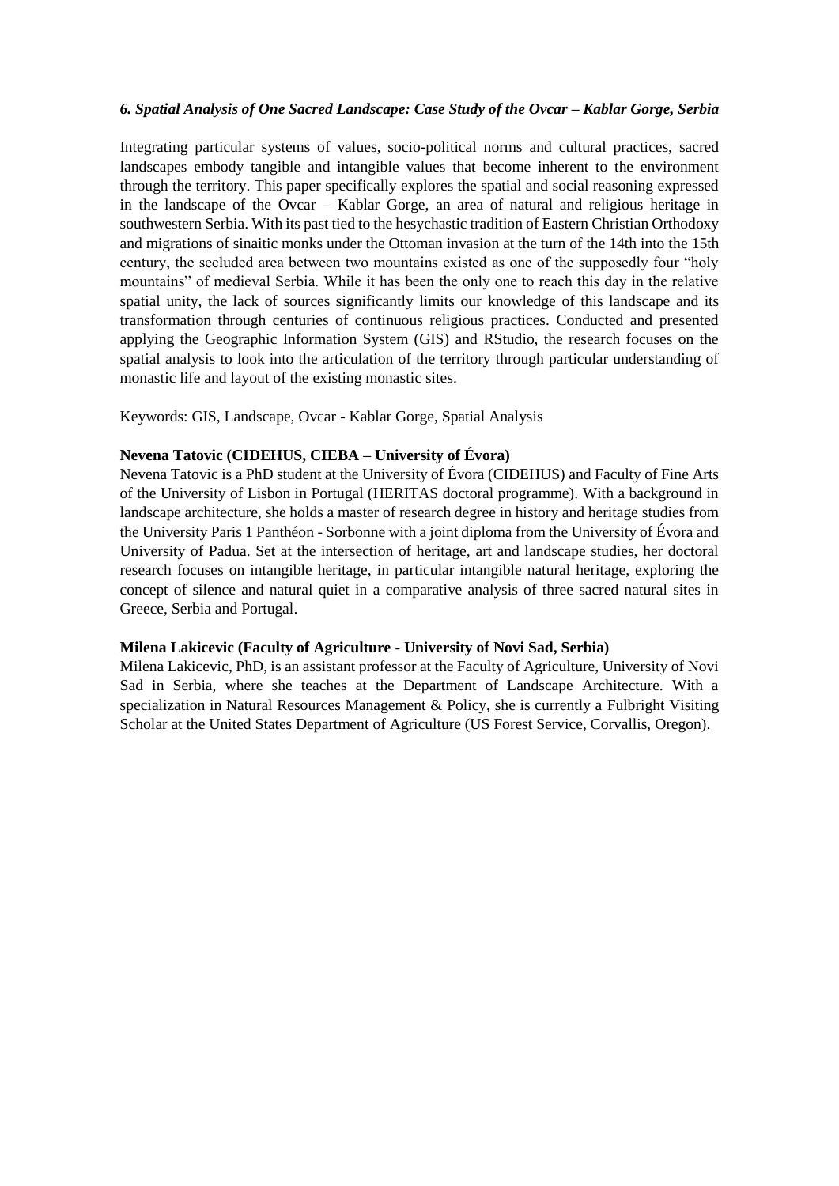### *6. Spatial Analysis of One Sacred Landscape: Case Study of the Ovcar – Kablar Gorge, Serbia*

Integrating particular systems of values, socio-political norms and cultural practices, sacred landscapes embody tangible and intangible values that become inherent to the environment through the territory. This paper specifically explores the spatial and social reasoning expressed in the landscape of the Ovcar – Kablar Gorge, an area of natural and religious heritage in southwestern Serbia. With its past tied to the hesychastic tradition of Eastern Christian Orthodoxy and migrations of sinaitic monks under the Ottoman invasion at the turn of the 14th into the 15th century, the secluded area between two mountains existed as one of the supposedly four "holy mountains" of medieval Serbia. While it has been the only one to reach this day in the relative spatial unity, the lack of sources significantly limits our knowledge of this landscape and its transformation through centuries of continuous religious practices. Conducted and presented applying the Geographic Information System (GIS) and RStudio, the research focuses on the spatial analysis to look into the articulation of the territory through particular understanding of monastic life and layout of the existing monastic sites.

Keywords: GIS, Landscape, Ovcar - Kablar Gorge, Spatial Analysis

**Nevena Tatovic (CIDEHUS, CIEBA – University of Évora)**

Nevena Tatovic is a PhD student at the University of Évora (CIDEHUS) and Faculty of Fine Arts of the University of Lisbon in Portugal (HERITAS doctoral programme). With a background in landscape architecture, she holds a master of research degree in history and heritage studies from the University Paris 1 Panthéon - Sorbonne with a joint diploma from the University of Évora and University of Padua. Set at the intersection of heritage, art and landscape studies, her doctoral research focuses on intangible heritage, in particular intangible natural heritage, exploring the concept of silence and natural quiet in a comparative analysis of three sacred natural sites in Greece, Serbia and Portugal.

**Milena Lakicevic (Faculty of Agriculture - University of Novi Sad, Serbia)**

Milena Lakicevic, PhD, is an assistant professor at the Faculty of Agriculture, University of Novi Sad in Serbia, where she teaches at the Department of Landscape Architecture. With a specialization in Natural Resources Management & Policy, she is currently a Fulbright Visiting Scholar at the United States Department of Agriculture (US Forest Service, Corvallis, Oregon).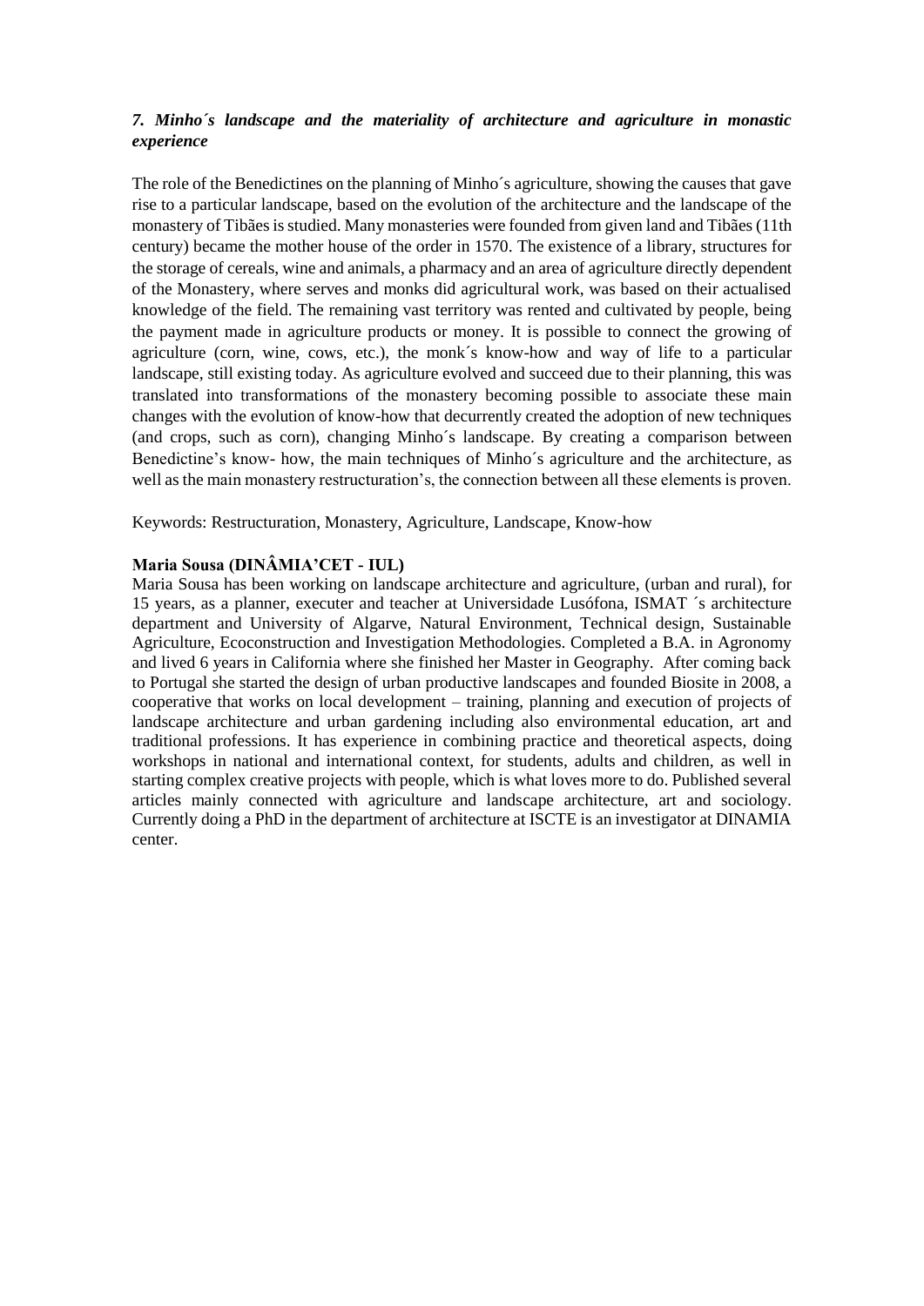### *7. Minho´s landscape and the materiality of architecture and agriculture in monastic experience*

The role of the Benedictines on the planning of Minho´s agriculture, showing the causes that gave rise to a particular landscape, based on the evolution of the architecture and the landscape of the monastery of Tibães is studied. Many monasteries were founded from given land and Tibães (11th century) became the mother house of the order in 1570. The existence of a library, structures for the storage of cereals, wine and animals, a pharmacy and an area of agriculture directly dependent of the Monastery, where serves and monks did agricultural work, was based on their actualised knowledge of the field. The remaining vast territory was rented and cultivated by people, being the payment made in agriculture products or money. It is possible to connect the growing of agriculture (corn, wine, cows, etc.), the monk´s know-how and way of life to a particular landscape, still existing today. As agriculture evolved and succeed due to their planning, this was translated into transformations of the monastery becoming possible to associate these main changes with the evolution of know-how that decurrently created the adoption of new techniques (and crops, such as corn), changing Minho´s landscape. By creating a comparison between Benedictine's know- how, the main techniques of Minho´s agriculture and the architecture, as well as the main monastery restructuration's, the connection between all these elements is proven.

Keywords: Restructuration, Monastery, Agriculture, Landscape, Know-how

**Maria Sousa (DINÂMIA'CET - IUL)**

Maria Sousa has been working on landscape architecture and agriculture, (urban and rural), for 15 years, as a planner, executer and teacher at Universidade Lusófona, ISMAT ´s architecture department and University of Algarve, Natural Environment, Technical design, Sustainable Agriculture, Ecoconstruction and Investigation Methodologies. Completed a B.A. in Agronomy and lived 6 years in California where she finished her Master in Geography. After coming back to Portugal she started the design of urban productive landscapes and founded Biosite in 2008, a cooperative that works on local development – training, planning and execution of projects of landscape architecture and urban gardening including also environmental education, art and traditional professions. It has experience in combining practice and theoretical aspects, doing workshops in national and international context, for students, adults and children, as well in starting complex creative projects with people, which is what loves more to do. Published several articles mainly connected with agriculture and landscape architecture, art and sociology. Currently doing a PhD in the department of architecture at ISCTE is an investigator at DINAMIA center.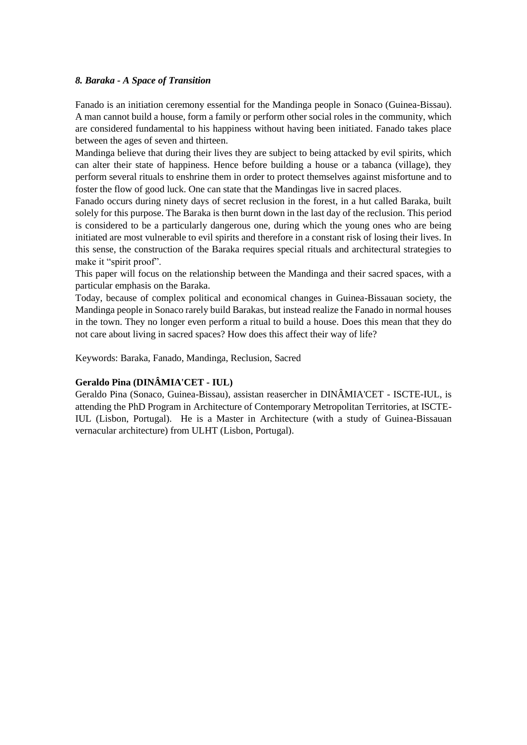### *8. Baraka - A Space of Transition*

Fanado is an initiation ceremony essential for the Mandinga people in Sonaco (Guinea-Bissau). A man cannot build a house, form a family or perform other social roles in the community, which are considered fundamental to his happiness without having been initiated. Fanado takes place between the ages of seven and thirteen.

Mandinga believe that during their lives they are subject to being attacked by evil spirits, which can alter their state of happiness. Hence before building a house or a tabanca (village), they perform several rituals to enshrine them in order to protect themselves against misfortune and to foster the flow of good luck. One can state that the Mandingas live in sacred places.

Fanado occurs during ninety days of secret reclusion in the forest, in a hut called Baraka, built solely for this purpose. The Baraka is then burnt down in the last day of the reclusion. This period is considered to be a particularly dangerous one, during which the young ones who are being initiated are most vulnerable to evil spirits and therefore in a constant risk of losing their lives. In this sense, the construction of the Baraka requires special rituals and architectural strategies to make it "spirit proof".

This paper will focus on the relationship between the Mandinga and their sacred spaces, with a particular emphasis on the Baraka.

Today, because of complex political and economical changes in Guinea-Bissauan society, the Mandinga people in Sonaco rarely build Barakas, but instead realize the Fanado in normal houses in the town. They no longer even perform a ritual to build a house. Does this mean that they do not care about living in sacred spaces? How does this affect their way of life?

Keywords: Baraka, Fanado, Mandinga, Reclusion, Sacred

**Geraldo Pina (DINÂMIA'CET - IUL)**

Geraldo Pina (Sonaco, Guinea-Bissau), assistan reasercher in DINÂMIA'CET - ISCTE-IUL, is attending the PhD Program in Architecture of Contemporary Metropolitan Territories, at ISCTE-IUL (Lisbon, Portugal). He is a Master in Architecture (with a study of Guinea-Bissauan vernacular architecture) from ULHT (Lisbon, Portugal).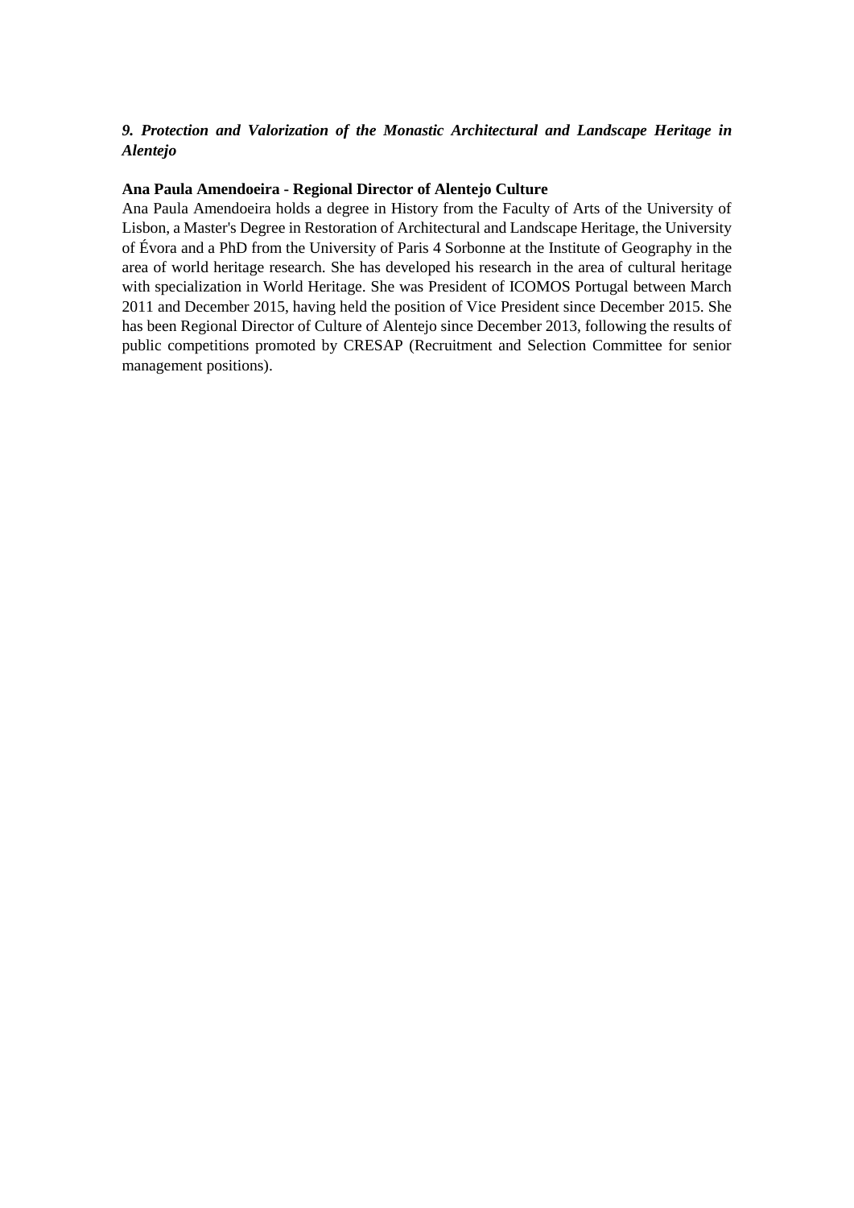***9. Protection and Valorization of the Monastic Architectural and Landscape Heritage in Alentejo***

**Ana Paula Amendoeira - Regional Director of Alentejo Culture**

Ana Paula Amendoeira holds a degree in History from the Faculty of Arts of the University of Lisbon, a Master's Degree in Restoration of Architectural and Landscape Heritage, the University of Évora and a PhD from the University of Paris 4 Sorbonne at the Institute of Geography in the area of world heritage research. She has developed his research in the area of cultural heritage with specialization in World Heritage. She was President of ICOMOS Portugal between March 2011 and December 2015, having held the position of Vice President since December 2015. She has been Regional Director of Culture of Alentejo since December 2013, following the results of public competitions promoted by CRESAP (Recruitment and Selection Committee for senior management positions).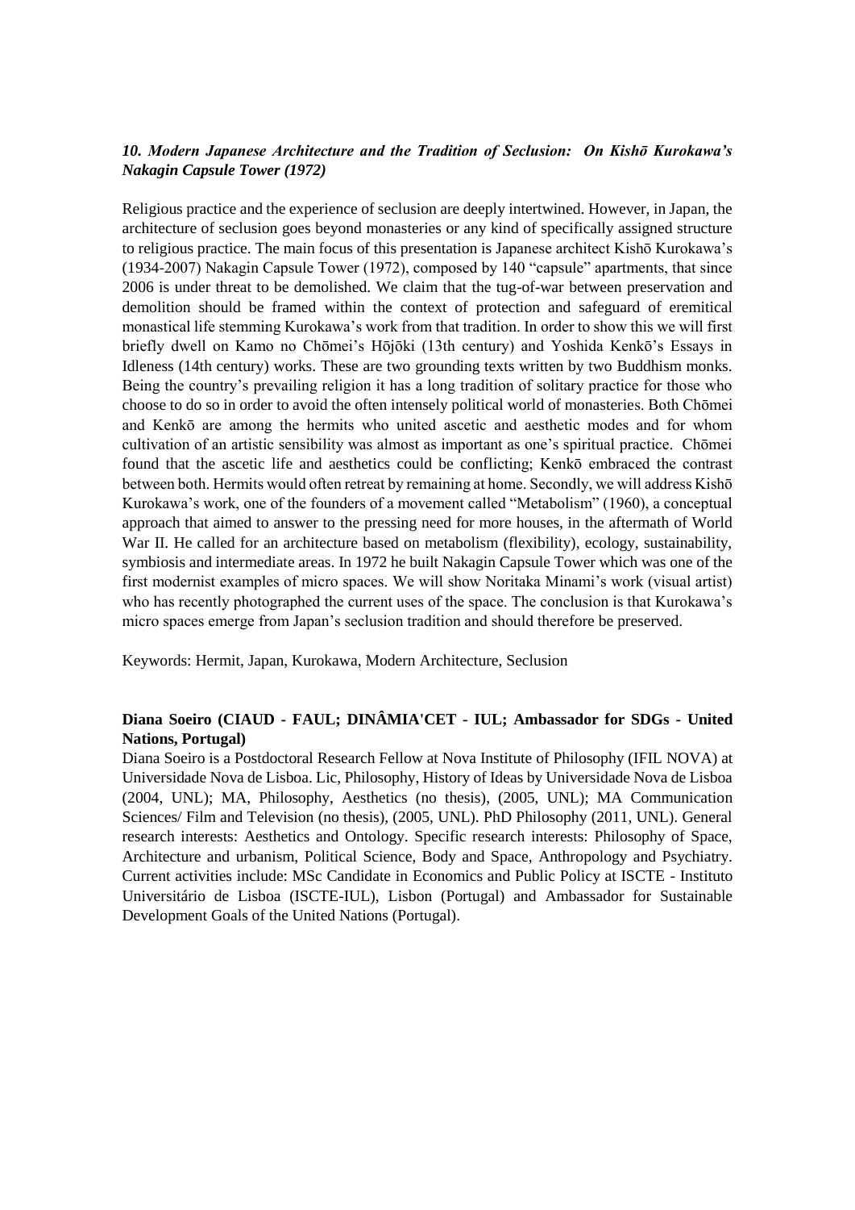### *10. Modern Japanese Architecture and the Tradition of Seclusion: On Kishō Kurokawa's Nakagin Capsule Tower (1972)*

Religious practice and the experience of seclusion are deeply intertwined. However, in Japan, the architecture of seclusion goes beyond monasteries or any kind of specifically assigned structure to religious practice. The main focus of this presentation is Japanese architect Kishō Kurokawa's (1934-2007) Nakagin Capsule Tower (1972), composed by 140 "capsule" apartments, that since 2006 is under threat to be demolished. We claim that the tug-of-war between preservation and demolition should be framed within the context of protection and safeguard of eremitical monastical life stemming Kurokawa's work from that tradition. In order to show this we will first briefly dwell on Kamo no Chōmei's Hōjōki (13th century) and Yoshida Kenkō's Essays in Idleness (14th century) works. These are two grounding texts written by two Buddhism monks. Being the country's prevailing religion it has a long tradition of solitary practice for those who choose to do so in order to avoid the often intensely political world of monasteries. Both Chōmei and Kenkō are among the hermits who united ascetic and aesthetic modes and for whom cultivation of an artistic sensibility was almost as important as one's spiritual practice. Chōmei found that the ascetic life and aesthetics could be conflicting; Kenkō embraced the contrast between both. Hermits would often retreat by remaining at home. Secondly, we will address Kishō Kurokawa's work, one of the founders of a movement called "Metabolism" (1960), a conceptual approach that aimed to answer to the pressing need for more houses, in the aftermath of World War II. He called for an architecture based on metabolism (flexibility), ecology, sustainability, symbiosis and intermediate areas. In 1972 he built Nakagin Capsule Tower which was one of the first modernist examples of micro spaces. We will show Noritaka Minami's work (visual artist) who has recently photographed the current uses of the space. The conclusion is that Kurokawa's micro spaces emerge from Japan's seclusion tradition and should therefore be preserved.

Keywords: Hermit, Japan, Kurokawa, Modern Architecture, Seclusion

**Diana Soeiro (CIAUD - FAUL; DINÂMIA'CET - IUL; Ambassador for SDGs - United Nations, Portugal)**

Diana Soeiro is a Postdoctoral Research Fellow at Nova Institute of Philosophy (IFIL NOVA) at Universidade Nova de Lisboa. Lic, Philosophy, History of Ideas by Universidade Nova de Lisboa (2004, UNL); MA, Philosophy, Aesthetics (no thesis), (2005, UNL); MA Communication Sciences/ Film and Television (no thesis), (2005, UNL). PhD Philosophy (2011, UNL). General research interests: Aesthetics and Ontology. Specific research interests: Philosophy of Space, Architecture and urbanism, Political Science, Body and Space, Anthropology and Psychiatry. Current activities include: MSc Candidate in Economics and Public Policy at ISCTE - Instituto Universitário de Lisboa (ISCTE-IUL), Lisbon (Portugal) and Ambassador for Sustainable Development Goals of the United Nations (Portugal).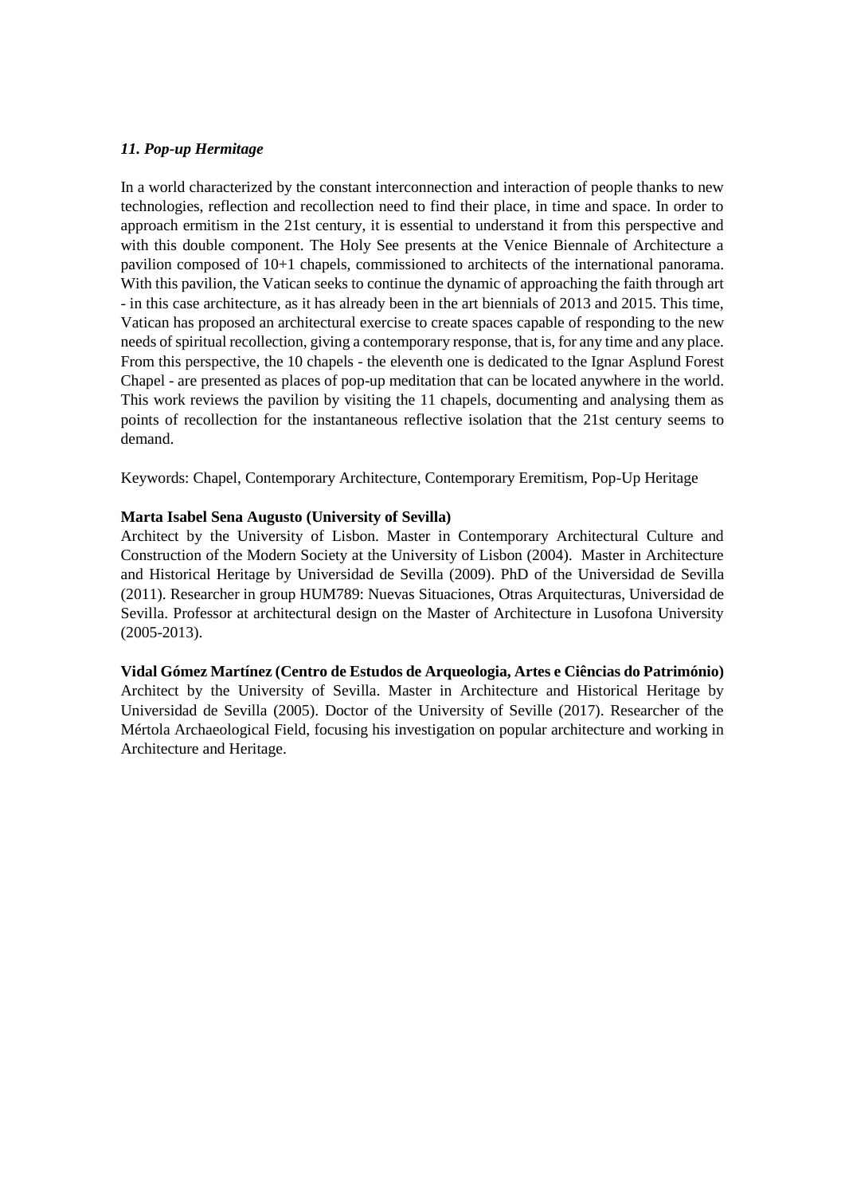### *11. Pop-up Hermitage*

In a world characterized by the constant interconnection and interaction of people thanks to new technologies, reflection and recollection need to find their place, in time and space. In order to approach ermitism in the 21st century, it is essential to understand it from this perspective and with this double component. The Holy See presents at the Venice Biennale of Architecture a pavilion composed of 10+1 chapels, commissioned to architects of the international panorama. With this pavilion, the Vatican seeks to continue the dynamic of approaching the faith through art - in this case architecture, as it has already been in the art biennials of 2013 and 2015. This time, Vatican has proposed an architectural exercise to create spaces capable of responding to the new needs of spiritual recollection, giving a contemporary response, that is, for any time and any place. From this perspective, the 10 chapels - the eleventh one is dedicated to the Ignar Asplund Forest Chapel - are presented as places of pop-up meditation that can be located anywhere in the world. This work reviews the pavilion by visiting the 11 chapels, documenting and analysing them as points of recollection for the instantaneous reflective isolation that the 21st century seems to demand.

Keywords: Chapel, Contemporary Architecture, Contemporary Eremitism, Pop-Up Heritage

**Marta Isabel Sena Augusto (University of Sevilla)**
Architect by the University of Lisbon. Master in Contemporary Architectural Culture and Construction of the Modern Society at the University of Lisbon (2004). Master in Architecture and Historical Heritage by Universidad de Sevilla (2009). PhD of the Universidad de Sevilla (2011). Researcher in group HUM789: Nuevas Situaciones, Otras Arquitecturas, Universidad de Sevilla. Professor at architectural design on the Master of Architecture in Lusofona University (2005-2013).

**Vidal Gómez Martínez (Centro de Estudos de Arqueologia, Artes e Ciências do Património)**
Architect by the University of Sevilla. Master in Architecture and Historical Heritage by Universidad de Sevilla (2005). Doctor of the University of Seville (2017). Researcher of the Mértola Archaeological Field, focusing his investigation on popular architecture and working in Architecture and Heritage.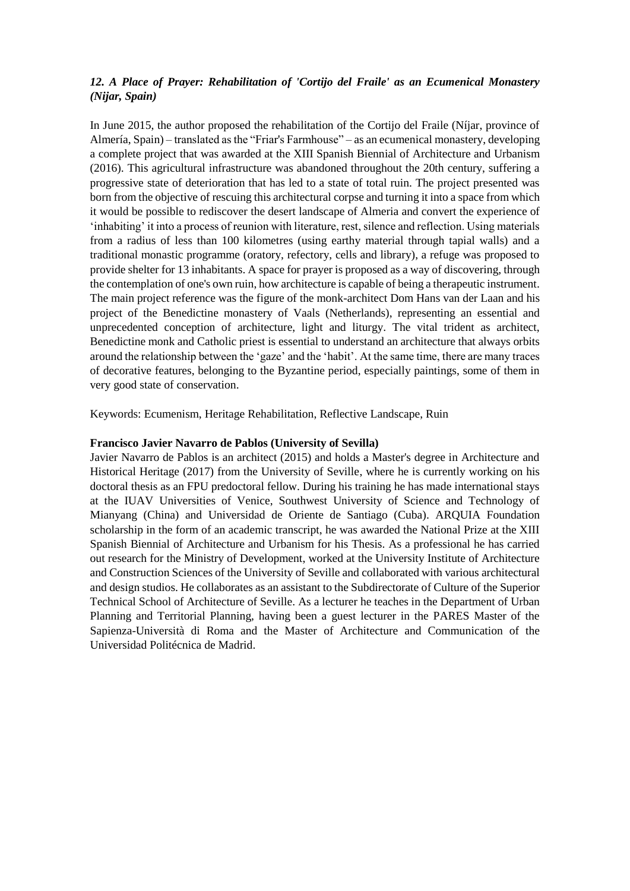### *12. A Place of Prayer: Rehabilitation of 'Cortijo del Fraile' as an Ecumenical Monastery (Nijar, Spain)*

In June 2015, the author proposed the rehabilitation of the Cortijo del Fraile (Níjar, province of Almería, Spain) – translated as the "Friar's Farmhouse" – as an ecumenical monastery, developing a complete project that was awarded at the XIII Spanish Biennial of Architecture and Urbanism (2016). This agricultural infrastructure was abandoned throughout the 20th century, suffering a progressive state of deterioration that has led to a state of total ruin. The project presented was born from the objective of rescuing this architectural corpse and turning it into a space from which it would be possible to rediscover the desert landscape of Almeria and convert the experience of 'inhabiting' it into a process of reunion with literature, rest, silence and reflection. Using materials from a radius of less than 100 kilometres (using earthy material through tapial walls) and a traditional monastic programme (oratory, refectory, cells and library), a refuge was proposed to provide shelter for 13 inhabitants. A space for prayer is proposed as a way of discovering, through the contemplation of one's own ruin, how architecture is capable of being a therapeutic instrument. The main project reference was the figure of the monk-architect Dom Hans van der Laan and his project of the Benedictine monastery of Vaals (Netherlands), representing an essential and unprecedented conception of architecture, light and liturgy. The vital trident as architect, Benedictine monk and Catholic priest is essential to understand an architecture that always orbits around the relationship between the 'gaze' and the 'habit'. At the same time, there are many traces of decorative features, belonging to the Byzantine period, especially paintings, some of them in very good state of conservation.

Keywords: Ecumenism, Heritage Rehabilitation, Reflective Landscape, Ruin

**Francisco Javier Navarro de Pablos (University of Sevilla)**

Javier Navarro de Pablos is an architect (2015) and holds a Master's degree in Architecture and Historical Heritage (2017) from the University of Seville, where he is currently working on his doctoral thesis as an FPU predoctoral fellow. During his training he has made international stays at the IUAV Universities of Venice, Southwest University of Science and Technology of Mianyang (China) and Universidad de Oriente de Santiago (Cuba). ARQUIA Foundation scholarship in the form of an academic transcript, he was awarded the National Prize at the XIII Spanish Biennial of Architecture and Urbanism for his Thesis. As a professional he has carried out research for the Ministry of Development, worked at the University Institute of Architecture and Construction Sciences of the University of Seville and collaborated with various architectural and design studios. He collaborates as an assistant to the Subdirectorate of Culture of the Superior Technical School of Architecture of Seville. As a lecturer he teaches in the Department of Urban Planning and Territorial Planning, having been a guest lecturer in the PARES Master of the Sapienza-Università di Roma and the Master of Architecture and Communication of the Universidad Politécnica de Madrid.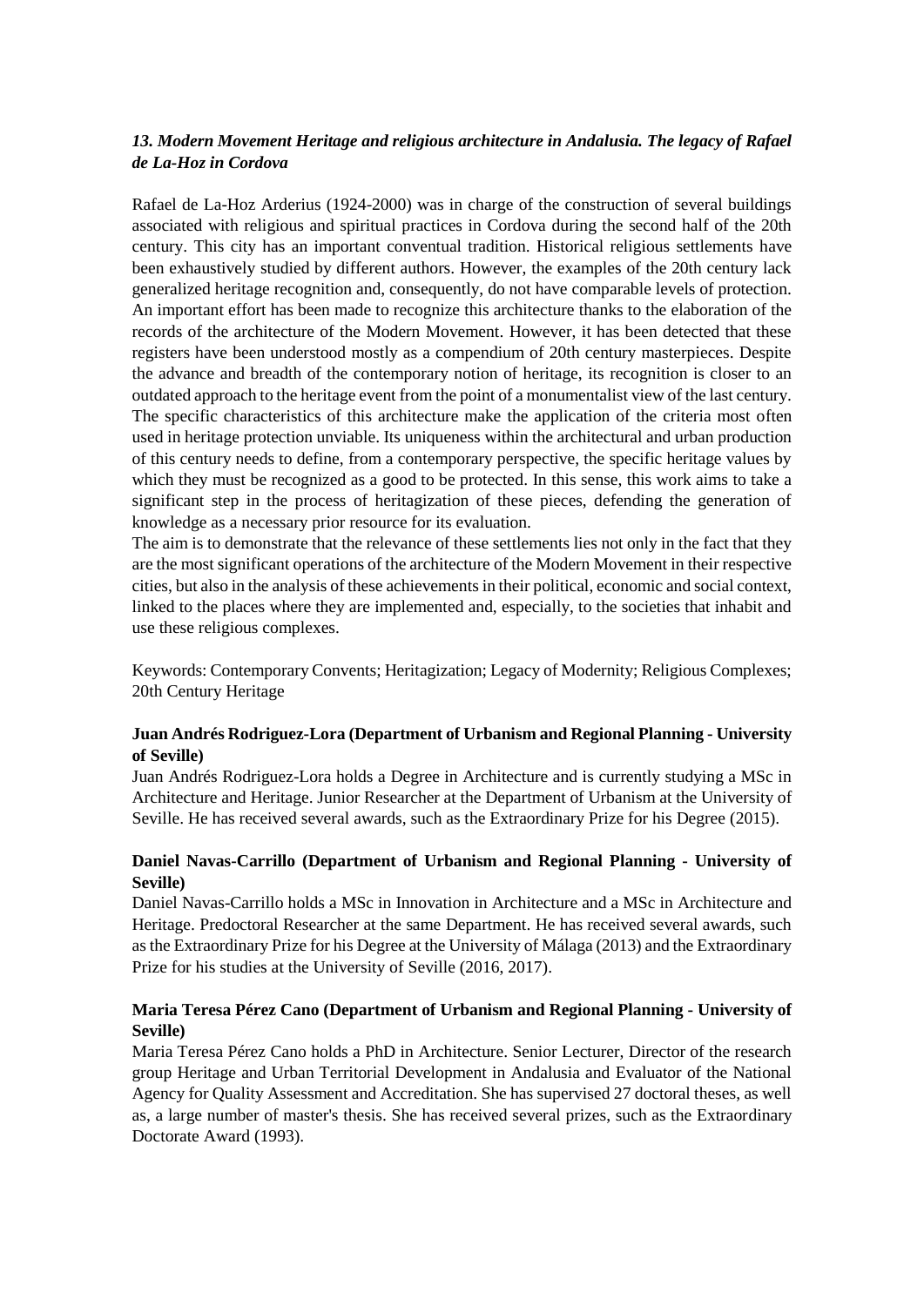### *13. Modern Movement Heritage and religious architecture in Andalusia. The legacy of Rafael de La-Hoz in Cordova*

Rafael de La-Hoz Arderius (1924-2000) was in charge of the construction of several buildings associated with religious and spiritual practices in Cordova during the second half of the 20th century. This city has an important conventual tradition. Historical religious settlements have been exhaustively studied by different authors. However, the examples of the 20th century lack generalized heritage recognition and, consequently, do not have comparable levels of protection. An important effort has been made to recognize this architecture thanks to the elaboration of the records of the architecture of the Modern Movement. However, it has been detected that these registers have been understood mostly as a compendium of 20th century masterpieces. Despite the advance and breadth of the contemporary notion of heritage, its recognition is closer to an outdated approach to the heritage event from the point of a monumentalist view of the last century. The specific characteristics of this architecture make the application of the criteria most often used in heritage protection unviable. Its uniqueness within the architectural and urban production of this century needs to define, from a contemporary perspective, the specific heritage values by which they must be recognized as a good to be protected. In this sense, this work aims to take a significant step in the process of heritagization of these pieces, defending the generation of knowledge as a necessary prior resource for its evaluation.

The aim is to demonstrate that the relevance of these settlements lies not only in the fact that they are the most significant operations of the architecture of the Modern Movement in their respective cities, but also in the analysis of these achievements in their political, economic and social context, linked to the places where they are implemented and, especially, to the societies that inhabit and use these religious complexes.

Keywords: Contemporary Convents; Heritagization; Legacy of Modernity; Religious Complexes; 20th Century Heritage

**Juan Andrés Rodriguez-Lora (Department of Urbanism and Regional Planning - University of Seville)**

Juan Andrés Rodriguez-Lora holds a Degree in Architecture and is currently studying a MSc in Architecture and Heritage. Junior Researcher at the Department of Urbanism at the University of Seville. He has received several awards, such as the Extraordinary Prize for his Degree (2015).

**Daniel Navas-Carrillo (Department of Urbanism and Regional Planning - University of Seville)**

Daniel Navas-Carrillo holds a MSc in Innovation in Architecture and a MSc in Architecture and Heritage. Predoctoral Researcher at the same Department. He has received several awards, such as the Extraordinary Prize for his Degree at the University of Málaga (2013) and the Extraordinary Prize for his studies at the University of Seville (2016, 2017).

**Maria Teresa Pérez Cano (Department of Urbanism and Regional Planning - University of Seville)**

Maria Teresa Pérez Cano holds a PhD in Architecture. Senior Lecturer, Director of the research group Heritage and Urban Territorial Development in Andalusia and Evaluator of the National Agency for Quality Assessment and Accreditation. She has supervised 27 doctoral theses, as well as, a large number of master's thesis. She has received several prizes, such as the Extraordinary Doctorate Award (1993).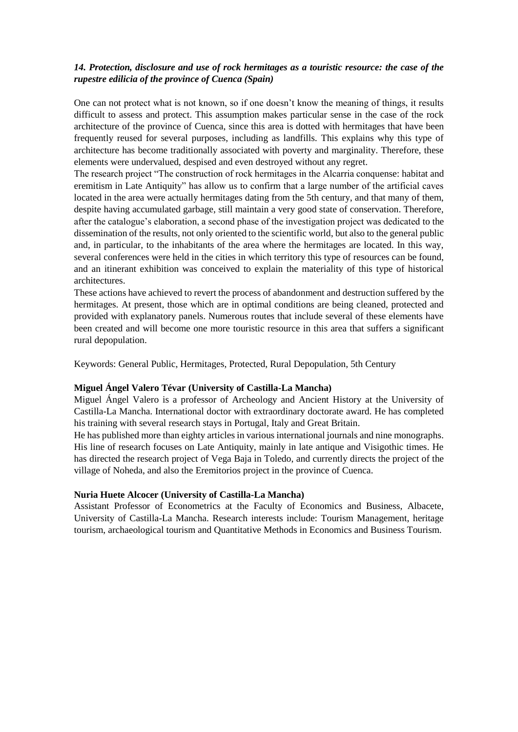### *14. Protection, disclosure and use of rock hermitages as a touristic resource: the case of the rupestre edilicia of the province of Cuenca (Spain)*

One can not protect what is not known, so if one doesn't know the meaning of things, it results difficult to assess and protect. This assumption makes particular sense in the case of the rock architecture of the province of Cuenca, since this area is dotted with hermitages that have been frequently reused for several purposes, including as landfills. This explains why this type of architecture has become traditionally associated with poverty and marginality. Therefore, these elements were undervalued, despised and even destroyed without any regret.

The research project "The construction of rock hermitages in the Alcarria conquense: habitat and eremitism in Late Antiquity" has allow us to confirm that a large number of the artificial caves located in the area were actually hermitages dating from the 5th century, and that many of them, despite having accumulated garbage, still maintain a very good state of conservation. Therefore, after the catalogue's elaboration, a second phase of the investigation project was dedicated to the dissemination of the results, not only oriented to the scientific world, but also to the general public and, in particular, to the inhabitants of the area where the hermitages are located. In this way, several conferences were held in the cities in which territory this type of resources can be found, and an itinerant exhibition was conceived to explain the materiality of this type of historical architectures.

These actions have achieved to revert the process of abandonment and destruction suffered by the hermitages. At present, those which are in optimal conditions are being cleaned, protected and provided with explanatory panels. Numerous routes that include several of these elements have been created and will become one more touristic resource in this area that suffers a significant rural depopulation.

Keywords: General Public, Hermitages, Protected, Rural Depopulation, 5th Century

**Miguel Ángel Valero Tévar (University of Castilla-La Mancha)**

Miguel Ángel Valero is a professor of Archeology and Ancient History at the University of Castilla-La Mancha. International doctor with extraordinary doctorate award. He has completed his training with several research stays in Portugal, Italy and Great Britain.

He has published more than eighty articles in various international journals and nine monographs. His line of research focuses on Late Antiquity, mainly in late antique and Visigothic times. He has directed the research project of Vega Baja in Toledo, and currently directs the project of the village of Noheda, and also the Eremitorios project in the province of Cuenca.

**Nuria Huete Alcocer (University of Castilla-La Mancha)**

Assistant Professor of Econometrics at the Faculty of Economics and Business, Albacete, University of Castilla-La Mancha. Research interests include: Tourism Management, heritage tourism, archaeological tourism and Quantitative Methods in Economics and Business Tourism.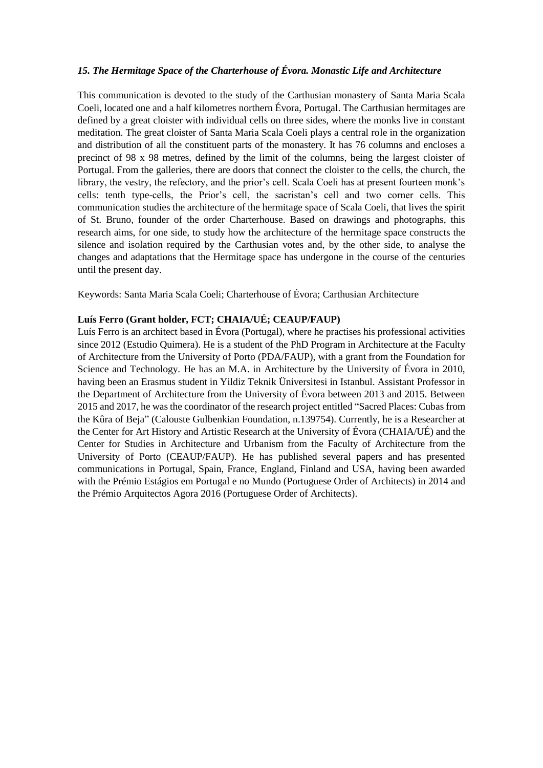### *15. The Hermitage Space of the Charterhouse of Évora. Monastic Life and Architecture*

This communication is devoted to the study of the Carthusian monastery of Santa Maria Scala Coeli, located one and a half kilometres northern Évora, Portugal. The Carthusian hermitages are defined by a great cloister with individual cells on three sides, where the monks live in constant meditation. The great cloister of Santa Maria Scala Coeli plays a central role in the organization and distribution of all the constituent parts of the monastery. It has 76 columns and encloses a precinct of 98 x 98 metres, defined by the limit of the columns, being the largest cloister of Portugal. From the galleries, there are doors that connect the cloister to the cells, the church, the library, the vestry, the refectory, and the prior's cell. Scala Coeli has at present fourteen monk's cells: tenth type-cells, the Prior's cell, the sacristan's cell and two corner cells. This communication studies the architecture of the hermitage space of Scala Coeli, that lives the spirit of St. Bruno, founder of the order Charterhouse. Based on drawings and photographs, this research aims, for one side, to study how the architecture of the hermitage space constructs the silence and isolation required by the Carthusian votes and, by the other side, to analyse the changes and adaptations that the Hermitage space has undergone in the course of the centuries until the present day.

Keywords: Santa Maria Scala Coeli; Charterhouse of Évora; Carthusian Architecture

**Luís Ferro (Grant holder, FCT; CHAIA/UÉ; CEAUP/FAUP)**

Luís Ferro is an architect based in Évora (Portugal), where he practises his professional activities since 2012 (Estudio Quimera). He is a student of the PhD Program in Architecture at the Faculty of Architecture from the University of Porto (PDA/FAUP), with a grant from the Foundation for Science and Technology. He has an M.A. in Architecture by the University of Évora in 2010, having been an Erasmus student in Yildiz Teknik Üniversitesi in Istanbul. Assistant Professor in the Department of Architecture from the University of Évora between 2013 and 2015. Between 2015 and 2017, he was the coordinator of the research project entitled "Sacred Places: Cubas from the Kûra of Beja" (Calouste Gulbenkian Foundation, n.139754). Currently, he is a Researcher at the Center for Art History and Artistic Research at the University of Évora (CHAIA/UÉ) and the Center for Studies in Architecture and Urbanism from the Faculty of Architecture from the University of Porto (CEAUP/FAUP). He has published several papers and has presented communications in Portugal, Spain, France, England, Finland and USA, having been awarded with the Prémio Estágios em Portugal e no Mundo (Portuguese Order of Architects) in 2014 and the Prémio Arquitectos Agora 2016 (Portuguese Order of Architects).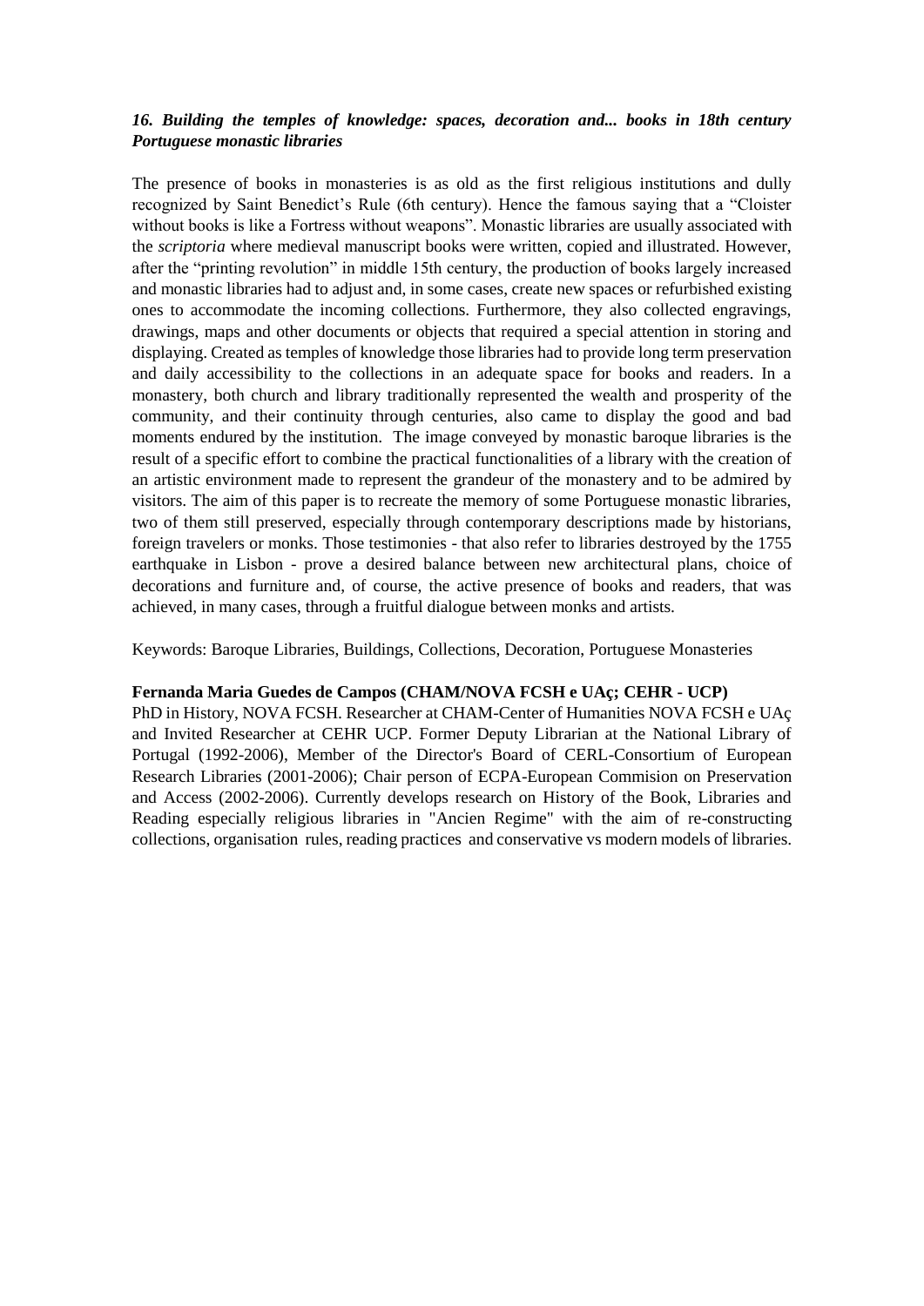### *16. Building the temples of knowledge: spaces, decoration and... books in 18th century Portuguese monastic libraries*

The presence of books in monasteries is as old as the first religious institutions and dully recognized by Saint Benedict's Rule (6th century). Hence the famous saying that a "Cloister without books is like a Fortress without weapons". Monastic libraries are usually associated with the *scriptoria* where medieval manuscript books were written, copied and illustrated. However, after the "printing revolution" in middle 15th century, the production of books largely increased and monastic libraries had to adjust and, in some cases, create new spaces or refurbished existing ones to accommodate the incoming collections. Furthermore, they also collected engravings, drawings, maps and other documents or objects that required a special attention in storing and displaying. Created as temples of knowledge those libraries had to provide long term preservation and daily accessibility to the collections in an adequate space for books and readers. In a monastery, both church and library traditionally represented the wealth and prosperity of the community, and their continuity through centuries, also came to display the good and bad moments endured by the institution. The image conveyed by monastic baroque libraries is the result of a specific effort to combine the practical functionalities of a library with the creation of an artistic environment made to represent the grandeur of the monastery and to be admired by visitors. The aim of this paper is to recreate the memory of some Portuguese monastic libraries, two of them still preserved, especially through contemporary descriptions made by historians, foreign travelers or monks. Those testimonies - that also refer to libraries destroyed by the 1755 earthquake in Lisbon - prove a desired balance between new architectural plans, choice of decorations and furniture and, of course, the active presence of books and readers, that was achieved, in many cases, through a fruitful dialogue between monks and artists.

Keywords: Baroque Libraries, Buildings, Collections, Decoration, Portuguese Monasteries

**Fernanda Maria Guedes de Campos (CHAM/NOVA FCSH e UAç; CEHR - UCP)**

PhD in History, NOVA FCSH. Researcher at CHAM-Center of Humanities NOVA FCSH e UAç and Invited Researcher at CEHR UCP. Former Deputy Librarian at the National Library of Portugal (1992-2006), Member of the Director's Board of CERL-Consortium of European Research Libraries (2001-2006); Chair person of ECPA-European Commision on Preservation and Access (2002-2006). Currently develops research on History of the Book, Libraries and Reading especially religious libraries in "Ancien Regime" with the aim of re-constructing collections, organisation rules, reading practices and conservative vs modern models of libraries.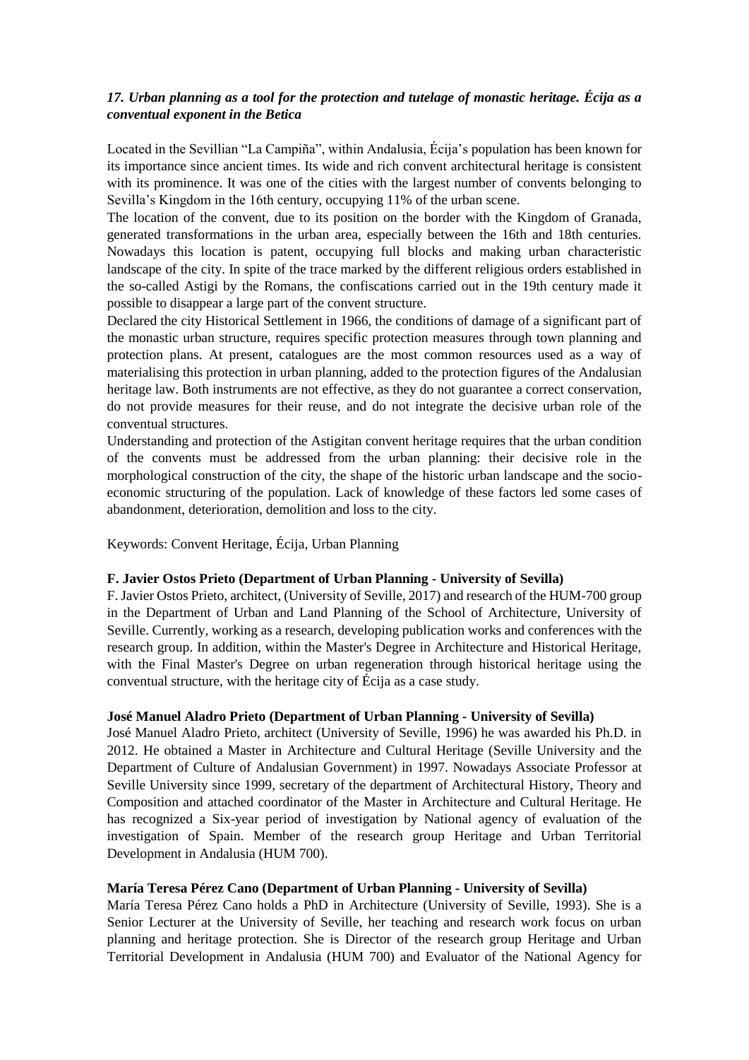### *17. Urban planning as a tool for the protection and tutelage of monastic heritage. Écija as a conventual exponent in the Betica*

Located in the Sevillian "La Campiña", within Andalusia, Écija's population has been known for its importance since ancient times. Its wide and rich convent architectural heritage is consistent with its prominence. It was one of the cities with the largest number of convents belonging to Sevilla's Kingdom in the 16th century, occupying 11% of the urban scene.

The location of the convent, due to its position on the border with the Kingdom of Granada, generated transformations in the urban area, especially between the 16th and 18th centuries. Nowadays this location is patent, occupying full blocks and making urban characteristic landscape of the city. In spite of the trace marked by the different religious orders established in the so-called Astigi by the Romans, the confiscations carried out in the 19th century made it possible to disappear a large part of the convent structure.

Declared the city Historical Settlement in 1966, the conditions of damage of a significant part of the monastic urban structure, requires specific protection measures through town planning and protection plans. At present, catalogues are the most common resources used as a way of materialising this protection in urban planning, added to the protection figures of the Andalusian heritage law. Both instruments are not effective, as they do not guarantee a correct conservation, do not provide measures for their reuse, and do not integrate the decisive urban role of the conventual structures.

Understanding and protection of the Astigitan convent heritage requires that the urban condition of the convents must be addressed from the urban planning: their decisive role in the morphological construction of the city, the shape of the historic urban landscape and the socio-economic structuring of the population. Lack of knowledge of these factors led some cases of abandonment, deterioration, demolition and loss to the city.

Keywords: Convent Heritage, Écija, Urban Planning

**F. Javier Ostos Prieto (Department of Urban Planning - University of Sevilla)**

F. Javier Ostos Prieto, architect, (University of Seville, 2017) and research of the HUM-700 group in the Department of Urban and Land Planning of the School of Architecture, University of Seville. Currently, working as a research, developing publication works and conferences with the research group. In addition, within the Master's Degree in Architecture and Historical Heritage, with the Final Master's Degree on urban regeneration through historical heritage using the conventual structure, with the heritage city of Écija as a case study.

**José Manuel Aladro Prieto (Department of Urban Planning - University of Sevilla)**

José Manuel Aladro Prieto, architect (University of Seville, 1996) he was awarded his Ph.D. in 2012. He obtained a Master in Architecture and Cultural Heritage (Seville University and the Department of Culture of Andalusian Government) in 1997. Nowadays Associate Professor at Seville University since 1999, secretary of the department of Architectural History, Theory and Composition and attached coordinator of the Master in Architecture and Cultural Heritage. He has recognized a Six-year period of investigation by National agency of evaluation of the investigation of Spain. Member of the research group Heritage and Urban Territorial Development in Andalusia (HUM 700).

**María Teresa Pérez Cano (Department of Urban Planning - University of Sevilla)**

María Teresa Pérez Cano holds a PhD in Architecture (University of Seville, 1993). She is a Senior Lecturer at the University of Seville, her teaching and research work focus on urban planning and heritage protection. She is Director of the research group Heritage and Urban Territorial Development in Andalusia (HUM 700) and Evaluator of the National Agency for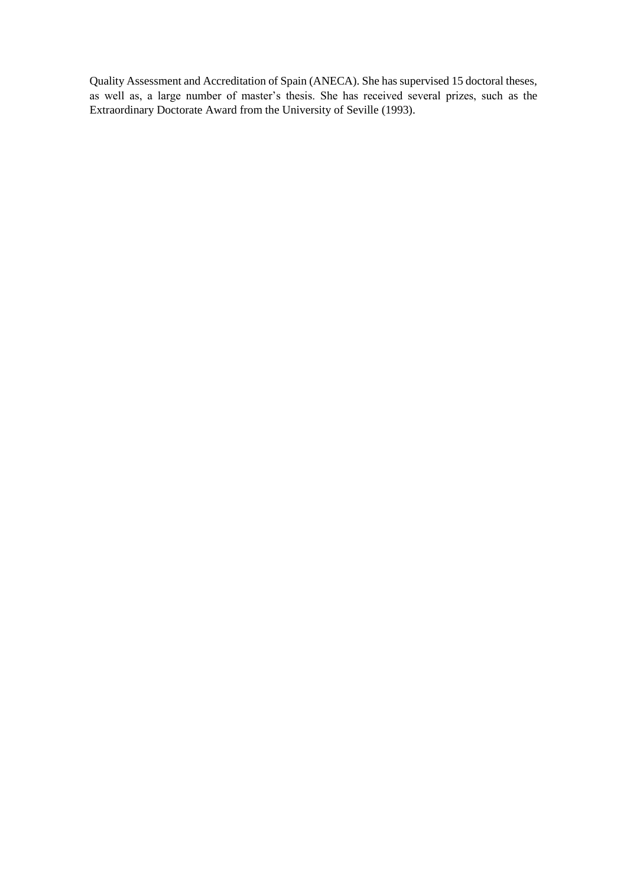Quality Assessment and Accreditation of Spain (ANECA). She has supervised 15 doctoral theses, as well as, a large number of master's thesis. She has received several prizes, such as the Extraordinary Doctorate Award from the University of Seville (1993).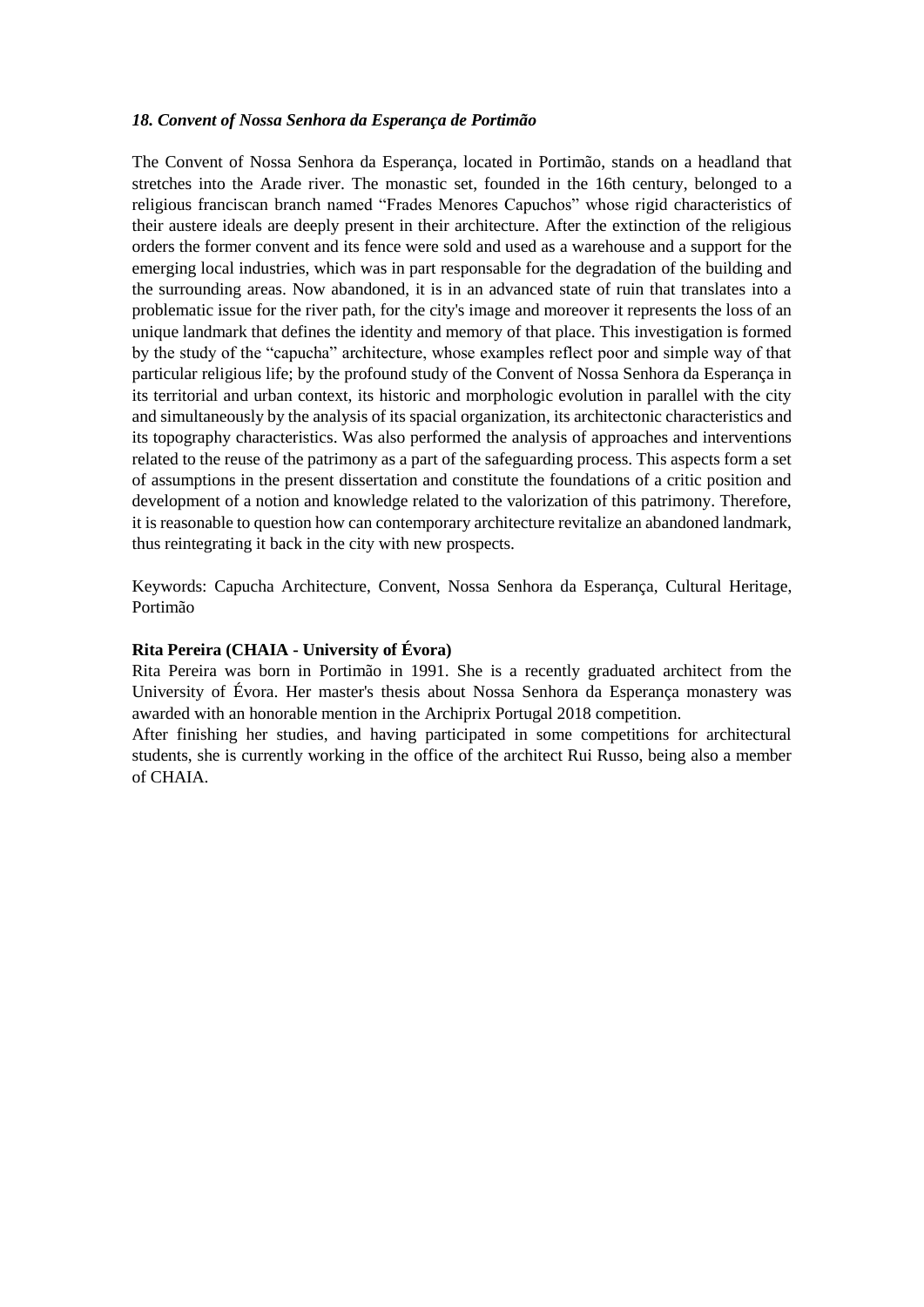### *18. Convent of Nossa Senhora da Esperança de Portimão*

The Convent of Nossa Senhora da Esperança, located in Portimão, stands on a headland that stretches into the Arade river. The monastic set, founded in the 16th century, belonged to a religious franciscan branch named "Frades Menores Capuchos" whose rigid characteristics of their austere ideals are deeply present in their architecture. After the extinction of the religious orders the former convent and its fence were sold and used as a warehouse and a support for the emerging local industries, which was in part responsable for the degradation of the building and the surrounding areas. Now abandoned, it is in an advanced state of ruin that translates into a problematic issue for the river path, for the city's image and moreover it represents the loss of an unique landmark that defines the identity and memory of that place. This investigation is formed by the study of the "capucha" architecture, whose examples reflect poor and simple way of that particular religious life; by the profound study of the Convent of Nossa Senhora da Esperança in its territorial and urban context, its historic and morphologic evolution in parallel with the city and simultaneously by the analysis of its spacial organization, its architectonic characteristics and its topography characteristics. Was also performed the analysis of approaches and interventions related to the reuse of the patrimony as a part of the safeguarding process. This aspects form a set of assumptions in the present dissertation and constitute the foundations of a critic position and development of a notion and knowledge related to the valorization of this patrimony. Therefore, it is reasonable to question how can contemporary architecture revitalize an abandoned landmark, thus reintegrating it back in the city with new prospects.

Keywords: Capucha Architecture, Convent, Nossa Senhora da Esperança, Cultural Heritage, Portimão

**Rita Pereira (CHAIA - University of Évora)**

Rita Pereira was born in Portimão in 1991. She is a recently graduated architect from the University of Évora. Her master's thesis about Nossa Senhora da Esperança monastery was awarded with an honorable mention in the Archiprix Portugal 2018 competition.

After finishing her studies, and having participated in some competitions for architectural students, she is currently working in the office of the architect Rui Russo, being also a member of CHAIA.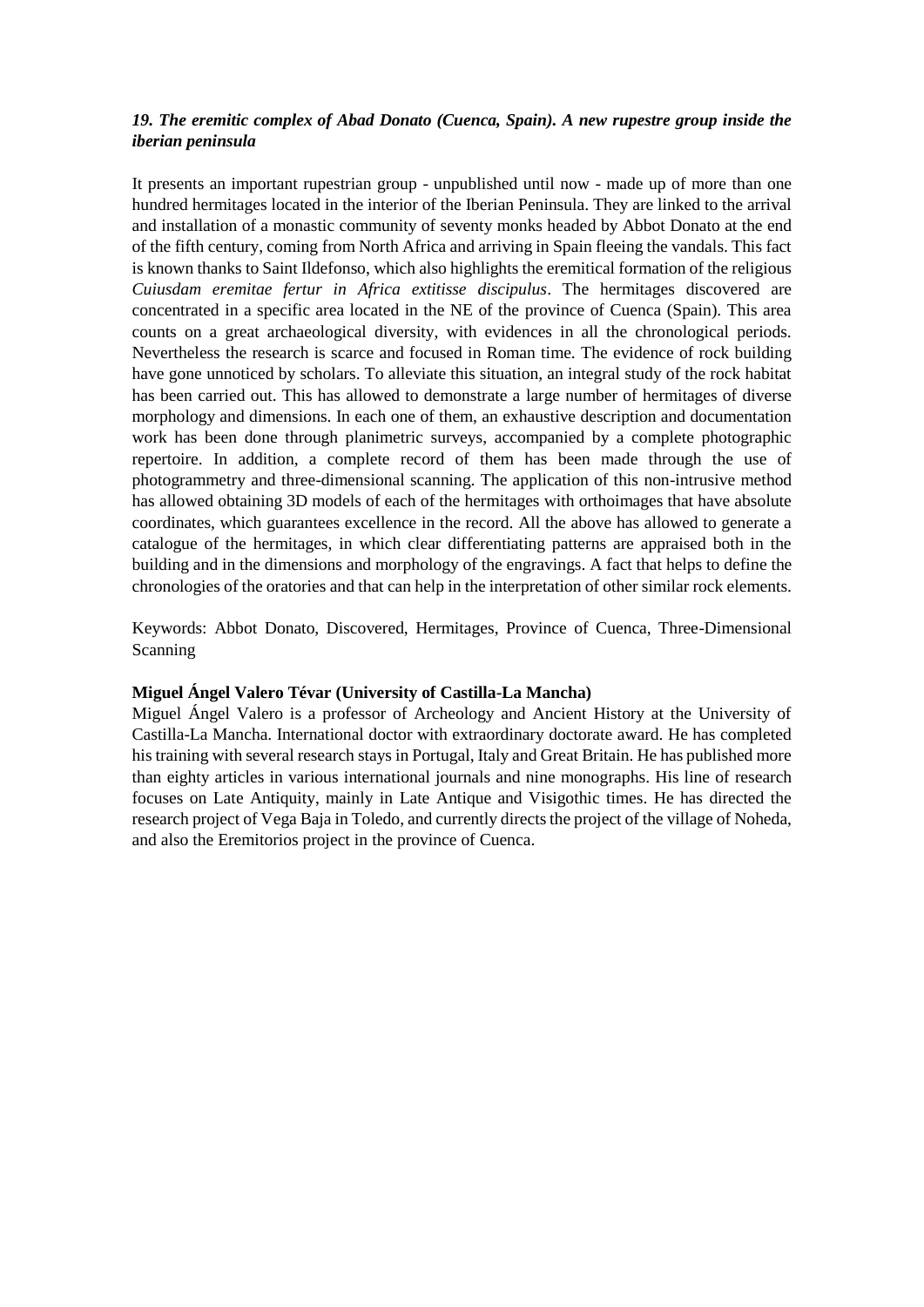### *19. The eremitic complex of Abad Donato (Cuenca, Spain). A new rupestre group inside the iberian peninsula*

It presents an important rupestrian group - unpublished until now - made up of more than one hundred hermitages located in the interior of the Iberian Peninsula. They are linked to the arrival and installation of a monastic community of seventy monks headed by Abbot Donato at the end of the fifth century, coming from North Africa and arriving in Spain fleeing the vandals. This fact is known thanks to Saint Ildefonso, which also highlights the eremitical formation of the religious *Cuiusdam eremitae fertur in Africa extitisse discipulus*. The hermitages discovered are concentrated in a specific area located in the NE of the province of Cuenca (Spain). This area counts on a great archaeological diversity, with evidences in all the chronological periods. Nevertheless the research is scarce and focused in Roman time. The evidence of rock building have gone unnoticed by scholars. To alleviate this situation, an integral study of the rock habitat has been carried out. This has allowed to demonstrate a large number of hermitages of diverse morphology and dimensions. In each one of them, an exhaustive description and documentation work has been done through planimetric surveys, accompanied by a complete photographic repertoire. In addition, a complete record of them has been made through the use of photogrammetry and three-dimensional scanning. The application of this non-intrusive method has allowed obtaining 3D models of each of the hermitages with orthoimages that have absolute coordinates, which guarantees excellence in the record. All the above has allowed to generate a catalogue of the hermitages, in which clear differentiating patterns are appraised both in the building and in the dimensions and morphology of the engravings. A fact that helps to define the chronologies of the oratories and that can help in the interpretation of other similar rock elements.

Keywords: Abbot Donato, Discovered, Hermitages, Province of Cuenca, Three-Dimensional Scanning

**Miguel Ángel Valero Tévar (University of Castilla-La Mancha)**

Miguel Ángel Valero is a professor of Archeology and Ancient History at the University of Castilla-La Mancha. International doctor with extraordinary doctorate award. He has completed his training with several research stays in Portugal, Italy and Great Britain. He has published more than eighty articles in various international journals and nine monographs. His line of research focuses on Late Antiquity, mainly in Late Antique and Visigothic times. He has directed the research project of Vega Baja in Toledo, and currently directs the project of the village of Noheda, and also the Eremitorios project in the province of Cuenca.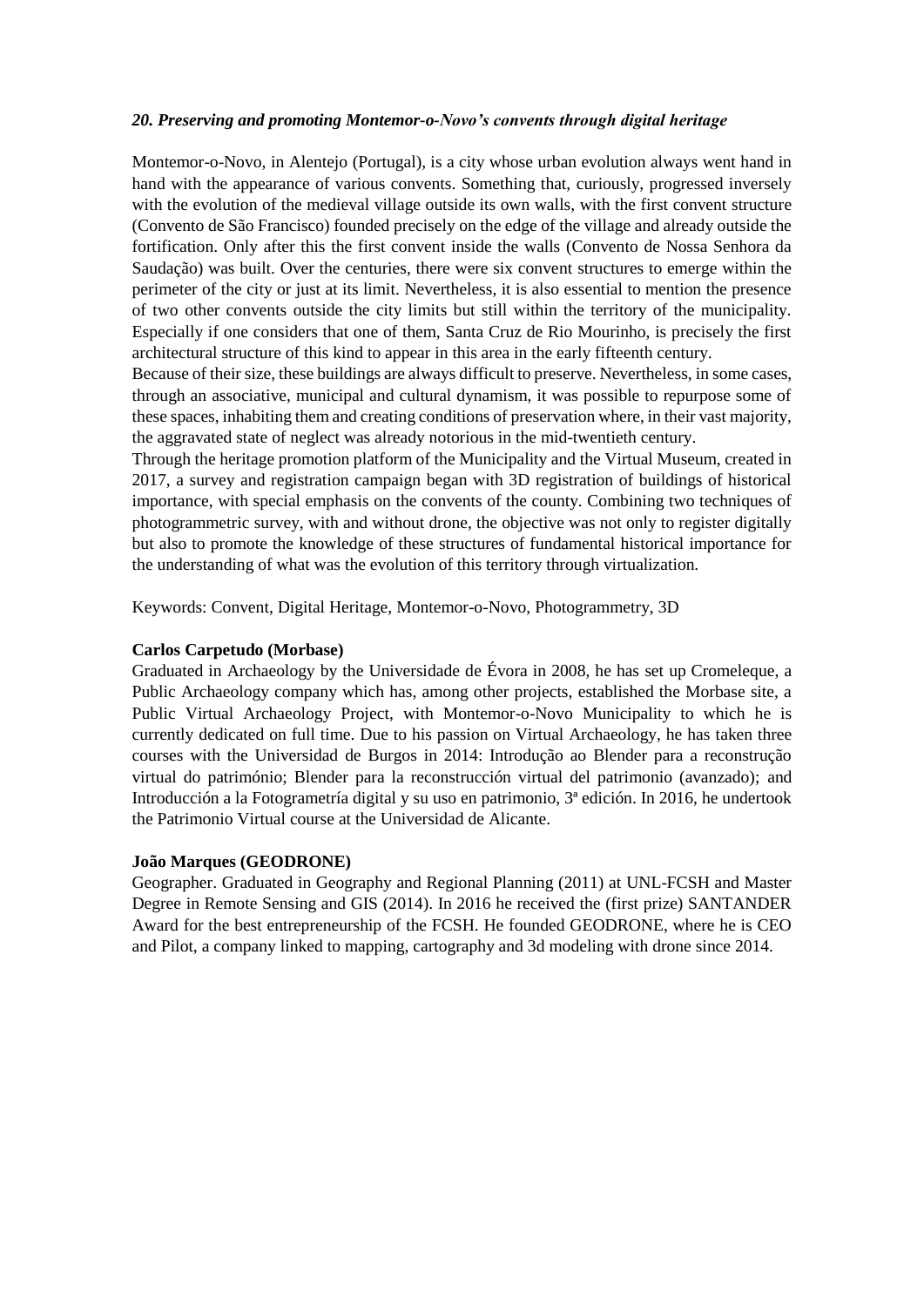### *20. Preserving and promoting Montemor-o-Novo's convents through digital heritage*

Montemor-o-Novo, in Alentejo (Portugal), is a city whose urban evolution always went hand in hand with the appearance of various convents. Something that, curiously, progressed inversely with the evolution of the medieval village outside its own walls, with the first convent structure (Convento de São Francisco) founded precisely on the edge of the village and already outside the fortification. Only after this the first convent inside the walls (Convento de Nossa Senhora da Saudação) was built. Over the centuries, there were six convent structures to emerge within the perimeter of the city or just at its limit. Nevertheless, it is also essential to mention the presence of two other convents outside the city limits but still within the territory of the municipality. Especially if one considers that one of them, Santa Cruz de Rio Mourinho, is precisely the first architectural structure of this kind to appear in this area in the early fifteenth century.

Because of their size, these buildings are always difficult to preserve. Nevertheless, in some cases, through an associative, municipal and cultural dynamism, it was possible to repurpose some of these spaces, inhabiting them and creating conditions of preservation where, in their vast majority, the aggravated state of neglect was already notorious in the mid-twentieth century.

Through the heritage promotion platform of the Municipality and the Virtual Museum, created in 2017, a survey and registration campaign began with 3D registration of buildings of historical importance, with special emphasis on the convents of the county. Combining two techniques of photogrammetric survey, with and without drone, the objective was not only to register digitally but also to promote the knowledge of these structures of fundamental historical importance for the understanding of what was the evolution of this territory through virtualization.

Keywords: Convent, Digital Heritage, Montemor-o-Novo, Photogrammetry, 3D

**Carlos Carpetudo (Morbase)**

Graduated in Archaeology by the Universidade de Évora in 2008, he has set up Cromeleque, a Public Archaeology company which has, among other projects, established the Morbase site, a Public Virtual Archaeology Project, with Montemor-o-Novo Municipality to which he is currently dedicated on full time. Due to his passion on Virtual Archaeology, he has taken three courses with the Universidad de Burgos in 2014: Introdução ao Blender para a reconstrução virtual do património; Blender para la reconstrucción virtual del patrimonio (avanzado); and Introducción a la Fotogrametría digital y su uso en patrimonio, 3ª edición. In 2016, he undertook the Patrimonio Virtual course at the Universidad de Alicante.

**João Marques (GEODRONE)**

Geographer. Graduated in Geography and Regional Planning (2011) at UNL-FCSH and Master Degree in Remote Sensing and GIS (2014). In 2016 he received the (first prize) SANTANDER Award for the best entrepreneurship of the FCSH. He founded GEODRONE, where he is CEO and Pilot, a company linked to mapping, cartography and 3d modeling with drone since 2014.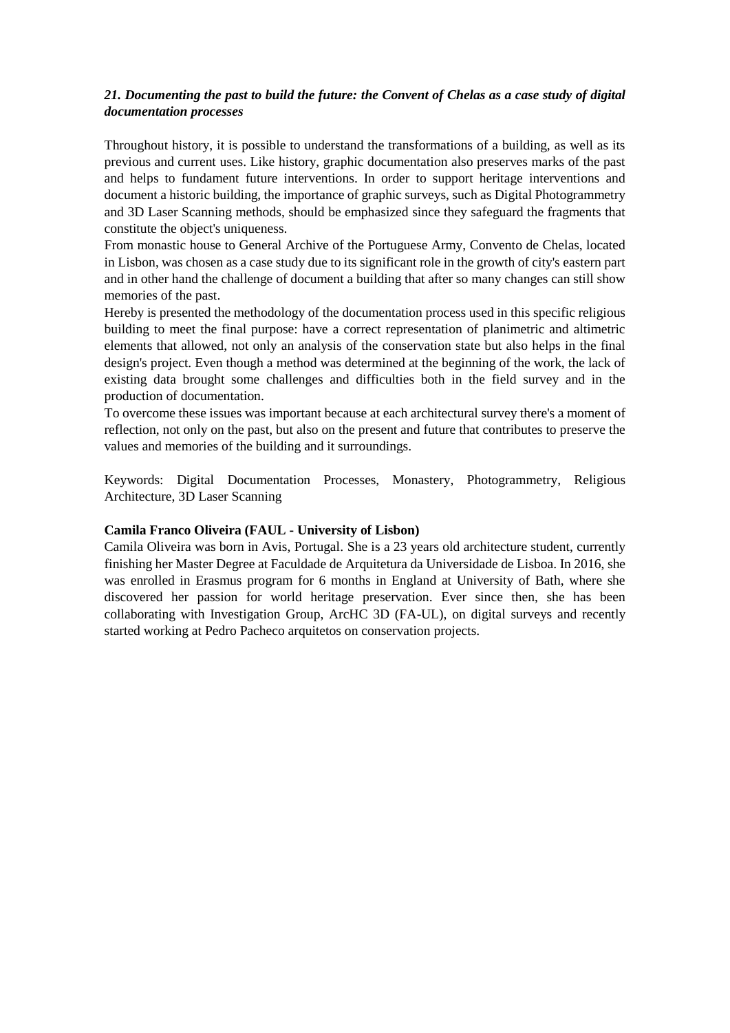### *21. Documenting the past to build the future: the Convent of Chelas as a case study of digital documentation processes*

Throughout history, it is possible to understand the transformations of a building, as well as its previous and current uses. Like history, graphic documentation also preserves marks of the past and helps to fundament future interventions. In order to support heritage interventions and document a historic building, the importance of graphic surveys, such as Digital Photogrammetry and 3D Laser Scanning methods, should be emphasized since they safeguard the fragments that constitute the object's uniqueness.

From monastic house to General Archive of the Portuguese Army, Convento de Chelas, located in Lisbon, was chosen as a case study due to its significant role in the growth of city's eastern part and in other hand the challenge of document a building that after so many changes can still show memories of the past.

Hereby is presented the methodology of the documentation process used in this specific religious building to meet the final purpose: have a correct representation of planimetric and altimetric elements that allowed, not only an analysis of the conservation state but also helps in the final design's project. Even though a method was determined at the beginning of the work, the lack of existing data brought some challenges and difficulties both in the field survey and in the production of documentation.

To overcome these issues was important because at each architectural survey there's a moment of reflection, not only on the past, but also on the present and future that contributes to preserve the values and memories of the building and it surroundings.

Keywords: Digital Documentation Processes, Monastery, Photogrammetry, Religious Architecture, 3D Laser Scanning

**Camila Franco Oliveira (FAUL - University of Lisbon)**

Camila Oliveira was born in Avis, Portugal. She is a 23 years old architecture student, currently finishing her Master Degree at Faculdade de Arquitetura da Universidade de Lisboa. In 2016, she was enrolled in Erasmus program for 6 months in England at University of Bath, where she discovered her passion for world heritage preservation. Ever since then, she has been collaborating with Investigation Group, ArcHC 3D (FA-UL), on digital surveys and recently started working at Pedro Pacheco arquitetos on conservation projects.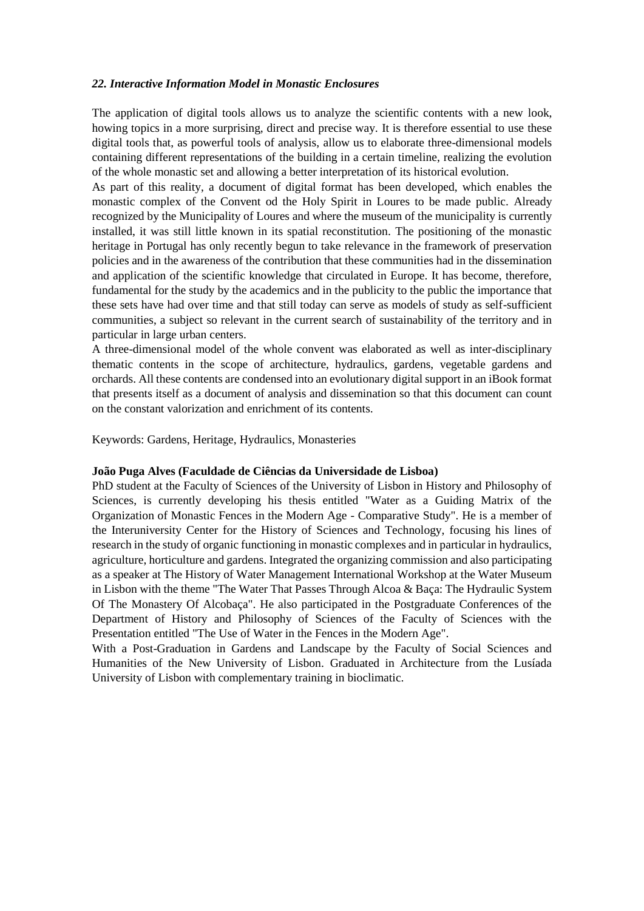### *22. Interactive Information Model in Monastic Enclosures*

The application of digital tools allows us to analyze the scientific contents with a new look, howing topics in a more surprising, direct and precise way. It is therefore essential to use these digital tools that, as powerful tools of analysis, allow us to elaborate three-dimensional models containing different representations of the building in a certain timeline, realizing the evolution of the whole monastic set and allowing a better interpretation of its historical evolution.
As part of this reality, a document of digital format has been developed, which enables the monastic complex of the Convent od the Holy Spirit in Loures to be made public. Already recognized by the Municipality of Loures and where the museum of the municipality is currently installed, it was still little known in its spatial reconstitution. The positioning of the monastic heritage in Portugal has only recently begun to take relevance in the framework of preservation policies and in the awareness of the contribution that these communities had in the dissemination and application of the scientific knowledge that circulated in Europe. It has become, therefore, fundamental for the study by the academics and in the publicity to the public the importance that these sets have had over time and that still today can serve as models of study as self-sufficient communities, a subject so relevant in the current search of sustainability of the territory and in particular in large urban centers.
A three-dimensional model of the whole convent was elaborated as well as inter-disciplinary thematic contents in the scope of architecture, hydraulics, gardens, vegetable gardens and orchards. All these contents are condensed into an evolutionary digital support in an iBook format that presents itself as a document of analysis and dissemination so that this document can count on the constant valorization and enrichment of its contents.

Keywords: Gardens, Heritage, Hydraulics, Monasteries

**João Puga Alves (Faculdade de Ciências da Universidade de Lisboa)**
PhD student at the Faculty of Sciences of the University of Lisbon in History and Philosophy of Sciences, is currently developing his thesis entitled "Water as a Guiding Matrix of the Organization of Monastic Fences in the Modern Age - Comparative Study". He is a member of the Interuniversity Center for the History of Sciences and Technology, focusing his lines of research in the study of organic functioning in monastic complexes and in particular in hydraulics, agriculture, horticulture and gardens. Integrated the organizing commission and also participating as a speaker at The History of Water Management International Workshop at the Water Museum in Lisbon with the theme "The Water That Passes Through Alcoa & Baça: The Hydraulic System Of The Monastery Of Alcobaça". He also participated in the Postgraduate Conferences of the Department of History and Philosophy of Sciences of the Faculty of Sciences with the Presentation entitled "The Use of Water in the Fences in the Modern Age".
With a Post-Graduation in Gardens and Landscape by the Faculty of Social Sciences and Humanities of the New University of Lisbon. Graduated in Architecture from the Lusíada University of Lisbon with complementary training in bioclimatic.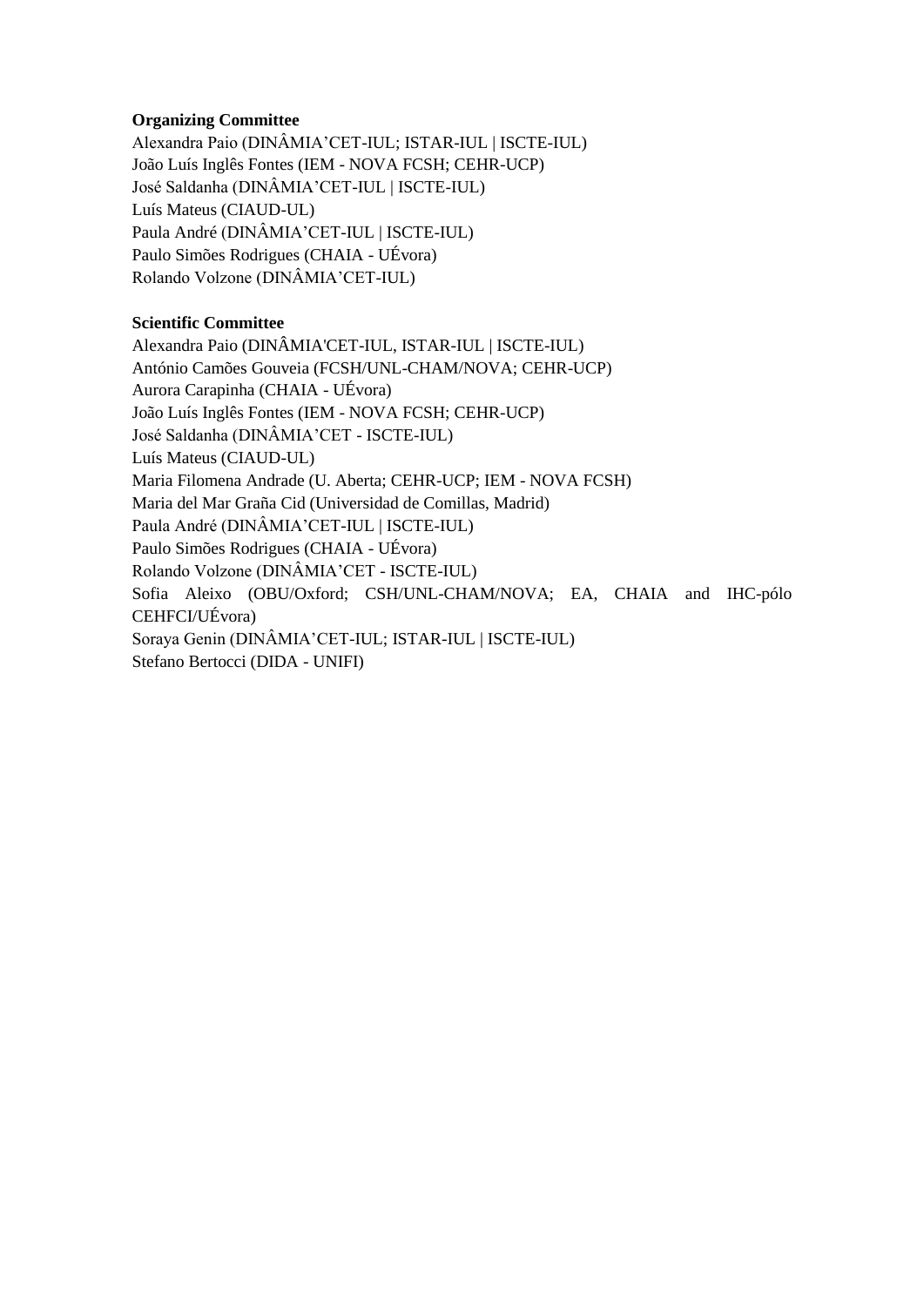**Organizing Committee**

Alexandra Paio (DINÂMIA’CET-IUL; ISTAR-IUL | ISCTE-IUL)
João Luís Inglês Fontes (IEM - NOVA FCSH; CEHR-UCP)
José Saldanha (DINÂMIA’CET-IUL | ISCTE-IUL)
Luís Mateus (CIAUD-UL)
Paula André (DINÂMIA’CET-IUL | ISCTE-IUL)
Paulo Simões Rodrigues (CHAIA - UÉvora)
Rolando Volzone (DINÂMIA’CET-IUL)

**Scientific Committee**

Alexandra Paio (DINÂMIA'CET-IUL, ISTAR-IUL | ISCTE-IUL)
António Camões Gouveia (FCSH/UNL-CHAM/NOVA; CEHR-UCP)
Aurora Carapinha (CHAIA - UÉvora)
João Luís Inglês Fontes (IEM - NOVA FCSH; CEHR-UCP)
José Saldanha (DINÂMIA’CET - ISCTE-IUL)
Luís Mateus (CIAUD-UL)
Maria Filomena Andrade (U. Aberta; CEHR-UCP; IEM - NOVA FCSH)
Maria del Mar Graña Cid (Universidad de Comillas, Madrid)
Paula André (DINÂMIA’CET-IUL | ISCTE-IUL)
Paulo Simões Rodrigues (CHAIA - UÉvora)
Rolando Volzone (DINÂMIA’CET - ISCTE-IUL)
Sofia Aleixo (OBU/Oxford; CSH/UNL-CHAM/NOVA; EA, CHAIA and IHC-pólo CEHFCI/UÉvora)
Soraya Genin (DINÂMIA’CET-IUL; ISTAR-IUL | ISCTE-IUL)
Stefano Bertocci (DIDA - UNIFI)